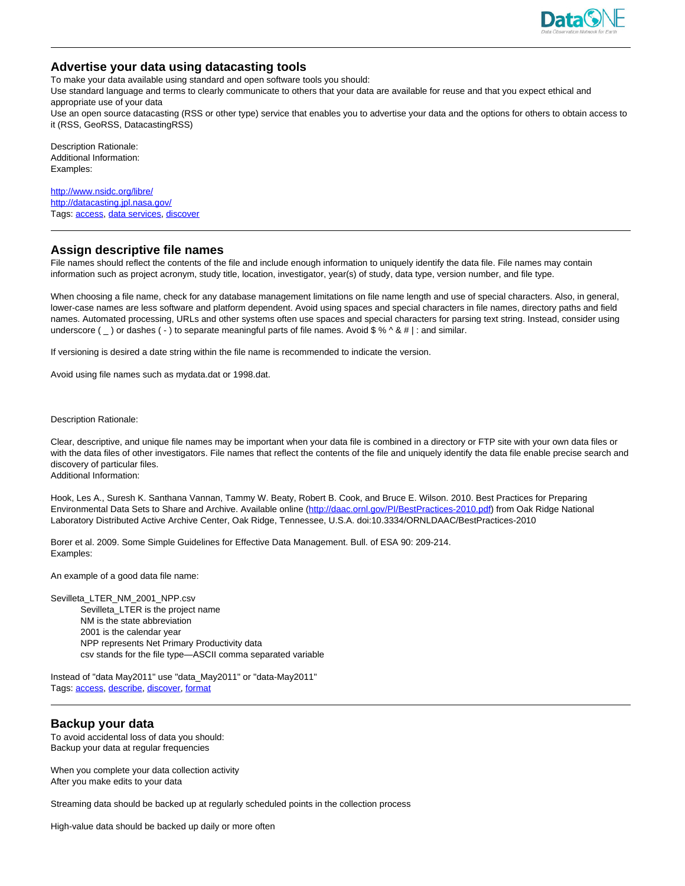## Advertise your data using datacasting tools

To make your data available using standard and open software tools you should:
Use standard language and terms to clearly communicate to others that your data are available for reuse and that you expect ethical and appropriate use of your data
Use an open source datacasting (RSS or other type) service that enables you to advertise your data and the options for others to obtain access to it (RSS, GeoRSS, DatacastingRSS)

Description Rationale:
Additional Information:
Examples:

[http://www.nsidc.org/libre/](http://www.nsidc.org/libre/)
[http://datacasting.jpl.nasa.gov/](http://datacasting.jpl.nasa.gov/)
Tags: access, data services, discover

---

## Assign descriptive file names

File names should reflect the contents of the file and include enough information to uniquely identify the data file. File names may contain information such as project acronym, study title, location, investigator, year(s) of study, data type, version number, and file type.

When choosing a file name, check for any database management limitations on file name length and use of special characters. Also, in general, lower-case names are less software and platform dependent. Avoid using spaces and special characters in file names, directory paths and field names. Automated processing, URLs and other systems often use spaces and special characters for parsing text string. Instead, consider using underscore ( _ ) or dashes ( - ) to separate meaningful parts of file names. Avoid $ % ^ & # | : and similar.

If versioning is desired a date string within the file name is recommended to indicate the version.

Avoid using file names such as mydata.dat or 1998.dat.

Description Rationale:

Clear, descriptive, and unique file names may be important when your data file is combined in a directory or FTP site with your own data files or with the data files of other investigators. File names that reflect the contents of the file and uniquely identify the data file enable precise search and discovery of particular files.
Additional Information:

Hook, Les A., Suresh K. Santhana Vannan, Tammy W. Beaty, Robert B. Cook, and Bruce E. Wilson. 2010. Best Practices for Preparing Environmental Data Sets to Share and Archive. Available online ([http://daac.ornl.gov/PI/BestPractices-2010.pdf](http://daac.ornl.gov/PI/BestPractices-2010.pdf)) from Oak Ridge National Laboratory Distributed Active Archive Center, Oak Ridge, Tennessee, U.S.A. doi:10.3334/ORNLDAAC/BestPractices-2010

Borer et al. 2009. Some Simple Guidelines for Effective Data Management. Bull. of ESA 90: 209-214.
Examples:

An example of a good data file name:

Sevilleta_LTER_NM_2001_NPP.csv
- Sevilleta_LTER is the project name
- NM is the state abbreviation
- 2001 is the calendar year
- NPP represents Net Primary Productivity data
- csv stands for the file type—ASCII comma separated variable

Instead of "data May2011" use "data_May2011" or "data-May2011"
Tags: access, describe, discover, format

---

## Backup your data

To avoid accidental loss of data you should:
Backup your data at regular frequencies

When you complete your data collection activity
After you make edits to your data

Streaming data should be backed up at regularly scheduled points in the collection process

High-value data should be backed up daily or more often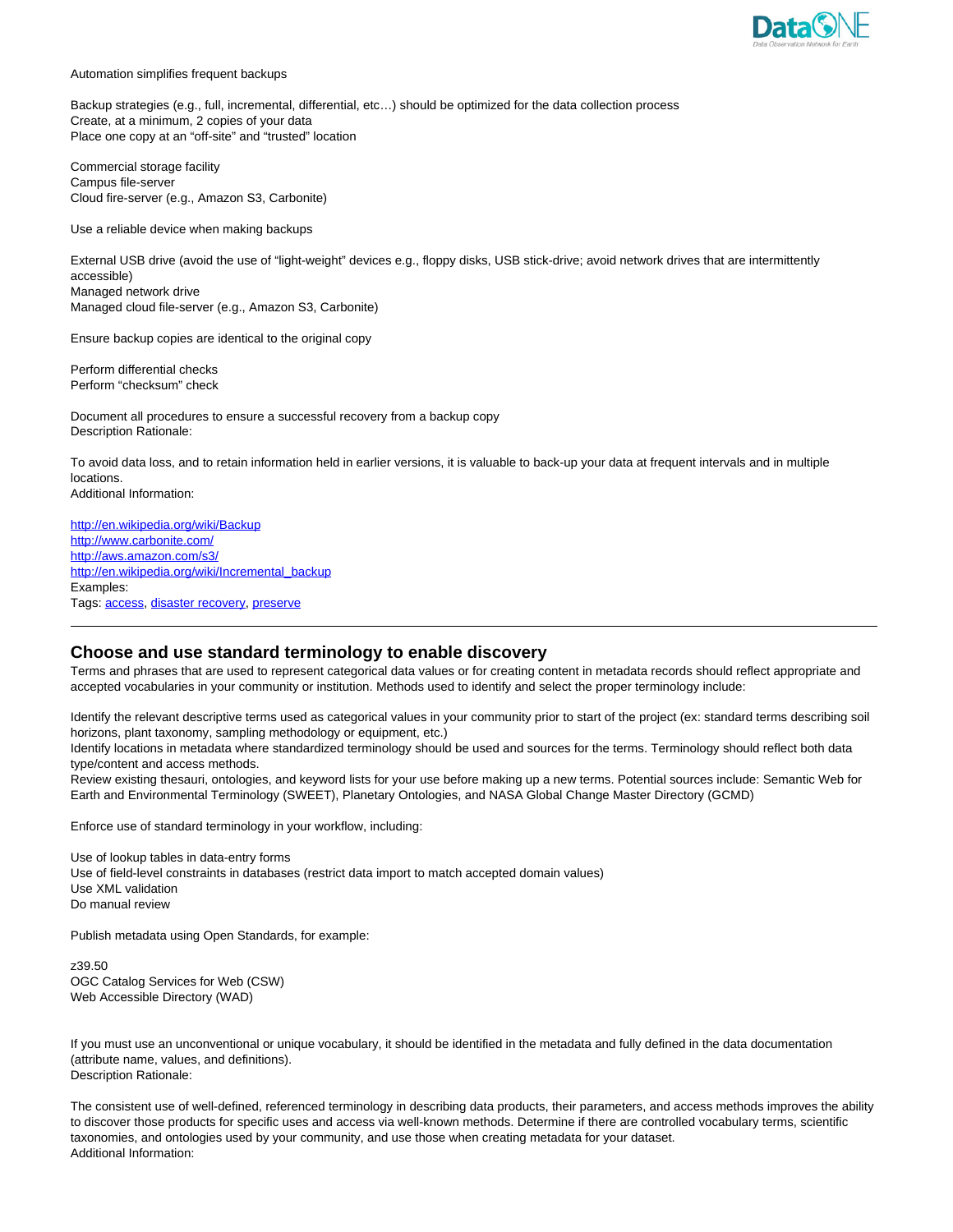Automation simplifies frequent backups

Backup strategies (e.g., full, incremental, differential, etc…) should be optimized for the data collection process
Create, at a minimum, 2 copies of your data
Place one copy at an "off-site" and "trusted" location

Commercial storage facility
Campus file-server
Cloud fire-server (e.g., Amazon S3, Carbonite)

Use a reliable device when making backups

External USB drive (avoid the use of "light-weight" devices e.g., floppy disks, USB stick-drive; avoid network drives that are intermittently accessible)
Managed network drive
Managed cloud file-server (e.g., Amazon S3, Carbonite)

Ensure backup copies are identical to the original copy

Perform differential checks
Perform "checksum" check

Document all procedures to ensure a successful recovery from a backup copy
Description Rationale:

To avoid data loss, and to retain information held in earlier versions, it is valuable to back-up your data at frequent intervals and in multiple locations.
Additional Information:

http://en.wikipedia.org/wiki/Backup
http://www.carbonite.com/
http://aws.amazon.com/s3/
http://en.wikipedia.org/wiki/Incremental_backup
Examples:
Tags: access, disaster recovery, preserve

---

## Choose and use standard terminology to enable discovery

Terms and phrases that are used to represent categorical data values or for creating content in metadata records should reflect appropriate and accepted vocabularies in your community or institution. Methods used to identify and select the proper terminology include:

Identify the relevant descriptive terms used as categorical values in your community prior to start of the project (ex: standard terms describing soil horizons, plant taxonomy, sampling methodology or equipment, etc.)
Identify locations in metadata where standardized terminology should be used and sources for the terms. Terminology should reflect both data type/content and access methods.
Review existing thesauri, ontologies, and keyword lists for your use before making up a new terms. Potential sources include: Semantic Web for Earth and Environmental Terminology (SWEET), Planetary Ontologies, and NASA Global Change Master Directory (GCMD)

Enforce use of standard terminology in your workflow, including:

Use of lookup tables in data-entry forms
Use of field-level constraints in databases (restrict data import to match accepted domain values)
Use XML validation
Do manual review

Publish metadata using Open Standards, for example:

z39.50
OGC Catalog Services for Web (CSW)
Web Accessible Directory (WAD)

If you must use an unconventional or unique vocabulary, it should be identified in the metadata and fully defined in the data documentation (attribute name, values, and definitions).
Description Rationale:

The consistent use of well-defined, referenced terminology in describing data products, their parameters, and access methods improves the ability to discover those products for specific uses and access via well-known methods. Determine if there are controlled vocabulary terms, scientific taxonomies, and ontologies used by your community, and use those when creating metadata for your dataset.
Additional Information: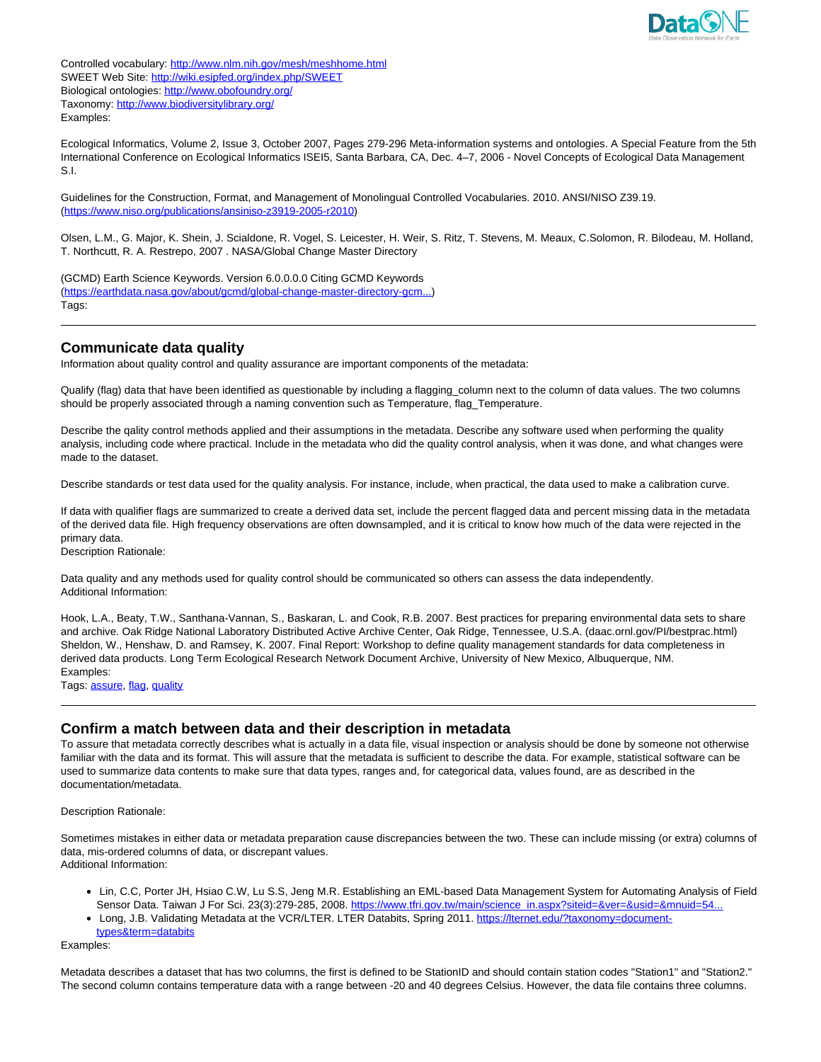Controlled vocabulary: http://www.nlm.nih.gov/mesh/meshhome.html
SWEET Web Site: http://wiki.esipfed.org/index.php/SWEET
Biological ontologies: http://www.obofoundry.org/
Taxonomy: http://www.biodiversitylibrary.org/
Examples:

Ecological Informatics, Volume 2, Issue 3, October 2007, Pages 279-296 Meta-information systems and ontologies. A Special Feature from the 5th International Conference on Ecological Informatics ISEI5, Santa Barbara, CA, Dec. 4–7, 2006 - Novel Concepts of Ecological Data Management S.I.

Guidelines for the Construction, Format, and Management of Monolingual Controlled Vocabularies. 2010. ANSI/NISO Z39.19. (https://www.niso.org/publications/ansiniso-z3919-2005-r2010)

Olsen, L.M., G. Major, K. Shein, J. Scialdone, R. Vogel, S. Leicester, H. Weir, S. Ritz, T. Stevens, M. Meaux, C.Solomon, R. Bilodeau, M. Holland, T. Northcutt, R. A. Restrepo, 2007 . NASA/Global Change Master Directory

(GCMD) Earth Science Keywords. Version 6.0.0.0.0 Citing GCMD Keywords (https://earthdata.nasa.gov/about/gcmd/global-change-master-directory-gcm...)
Tags:

---

## Communicate data quality

Information about quality control and quality assurance are important components of the metadata:

Qualify (flag) data that have been identified as questionable by including a flagging_column next to the column of data values. The two columns should be properly associated through a naming convention such as Temperature, flag_Temperature.

Describe the qality control methods applied and their assumptions in the metadata. Describe any software used when performing the quality analysis, including code where practical. Include in the metadata who did the quality control analysis, when it was done, and what changes were made to the dataset.

Describe standards or test data used for the quality analysis. For instance, include, when practical, the data used to make a calibration curve.

If data with qualifier flags are summarized to create a derived data set, include the percent flagged data and percent missing data in the metadata of the derived data file. High frequency observations are often downsampled, and it is critical to know how much of the data were rejected in the primary data.
Description Rationale:

Data quality and any methods used for quality control should be communicated so others can assess the data independently.
Additional Information:

Hook, L.A., Beaty, T.W., Santhana-Vannan, S., Baskaran, L. and Cook, R.B. 2007. Best practices for preparing environmental data sets to share and archive. Oak Ridge National Laboratory Distributed Active Archive Center, Oak Ridge, Tennessee, U.S.A. (daac.ornl.gov/PI/bestprac.html)
Sheldon, W., Henshaw, D. and Ramsey, K. 2007. Final Report: Workshop to define quality management standards for data completeness in derived data products. Long Term Ecological Research Network Document Archive, University of New Mexico, Albuquerque, NM.
Examples:
Tags: assure, flag, quality

---

## Confirm a match between data and their description in metadata

To assure that metadata correctly describes what is actually in a data file, visual inspection or analysis should be done by someone not otherwise familiar with the data and its format. This will assure that the metadata is sufficient to describe the data. For example, statistical software can be used to summarize data contents to make sure that data types, ranges and, for categorical data, values found, are as described in the documentation/metadata.

Description Rationale:

Sometimes mistakes in either data or metadata preparation cause discrepancies between the two. These can include missing (or extra) columns of data, mis-ordered columns of data, or discrepant values.
Additional Information:

- Lin, C.C, Porter JH, Hsiao C.W, Lu S.S, Jeng M.R. Establishing an EML-based Data Management System for Automating Analysis of Field Sensor Data. Taiwan J For Sci. 23(3):279-285, 2008. https://www.tfri.gov.tw/main/science_in.aspx?siteid=&ver=&usid=&mnuid=54...
- Long, J.B. Validating Metadata at the VCR/LTER. LTER Databits, Spring 2011. https://lternet.edu/?taxonomy=document-types&term=databits

Examples:

Metadata describes a dataset that has two columns, the first is defined to be StationID and should contain station codes "Station1" and "Station2." The second column contains temperature data with a range between -20 and 40 degrees Celsius. However, the data file contains three columns.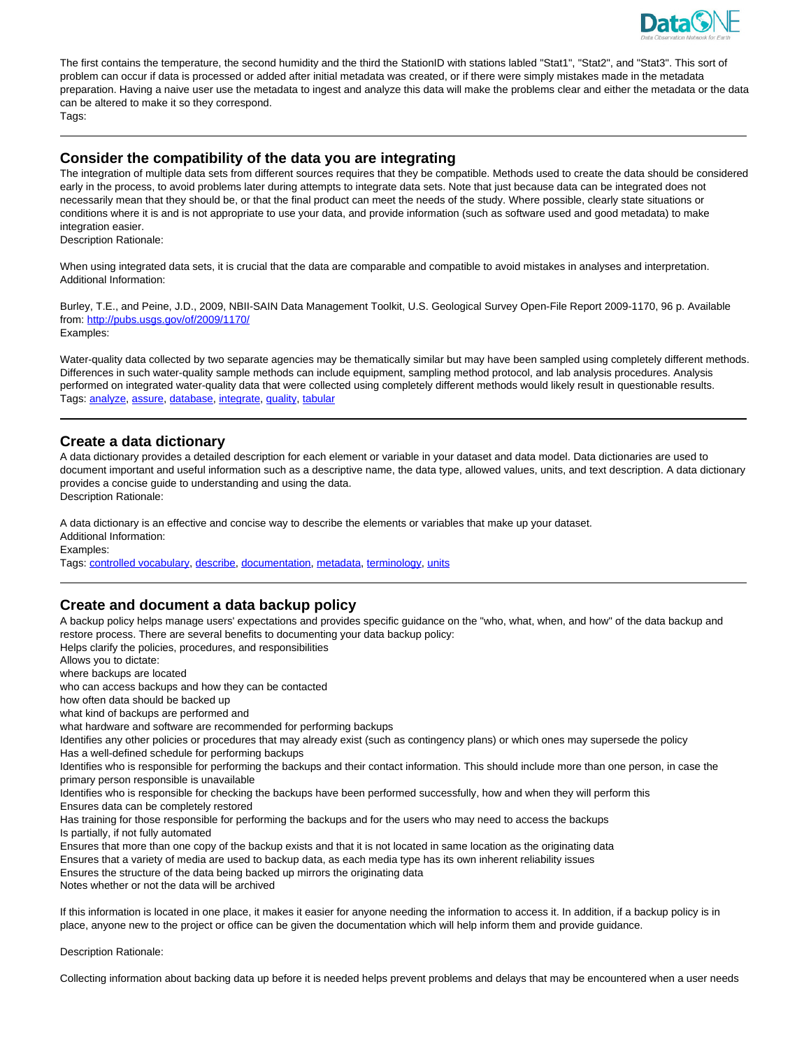The first contains the temperature, the second humidity and the third the StationID with stations labled "Stat1", "Stat2", and "Stat3". This sort of problem can occur if data is processed or added after initial metadata was created, or if there were simply mistakes made in the metadata preparation. Having a naive user use the metadata to ingest and analyze this data will make the problems clear and either the metadata or the data can be altered to make it so they correspond.
Tags:

---

## Consider the compatibility of the data you are integrating

The integration of multiple data sets from different sources requires that they be compatible. Methods used to create the data should be considered early in the process, to avoid problems later during attempts to integrate data sets. Note that just because data can be integrated does not necessarily mean that they should be, or that the final product can meet the needs of the study. Where possible, clearly state situations or conditions where it is and is not appropriate to use your data, and provide information (such as software used and good metadata) to make integration easier.
Description Rationale:

When using integrated data sets, it is crucial that the data are comparable and compatible to avoid mistakes in analyses and interpretation.
Additional Information:

Burley, T.E., and Peine, J.D., 2009, NBII-SAIN Data Management Toolkit, U.S. Geological Survey Open-File Report 2009-1170, 96 p. Available from: http://pubs.usgs.gov/of/2009/1170/
Examples:

Water-quality data collected by two separate agencies may be thematically similar but may have been sampled using completely different methods. Differences in such water-quality sample methods can include equipment, sampling method protocol, and lab analysis procedures. Analysis performed on integrated water-quality data that were collected using completely different methods would likely result in questionable results.
Tags: analyze, assure, database, integrate, quality, tabular

---

## Create a data dictionary

A data dictionary provides a detailed description for each element or variable in your dataset and data model. Data dictionaries are used to document important and useful information such as a descriptive name, the data type, allowed values, units, and text description. A data dictionary provides a concise guide to understanding and using the data.
Description Rationale:

A data dictionary is an effective and concise way to describe the elements or variables that make up your dataset.
Additional Information:
Examples:
Tags: controlled vocabulary, describe, documentation, metadata, terminology, units

---

## Create and document a data backup policy

A backup policy helps manage users' expectations and provides specific guidance on the "who, what, when, and how" of the data backup and restore process. There are several benefits to documenting your data backup policy:
Helps clarify the policies, procedures, and responsibilities
Allows you to dictate:
where backups are located
who can access backups and how they can be contacted
how often data should be backed up
what kind of backups are performed and
what hardware and software are recommended for performing backups
Identifies any other policies or procedures that may already exist (such as contingency plans) or which ones may supersede the policy
Has a well-defined schedule for performing backups
Identifies who is responsible for performing the backups and their contact information. This should include more than one person, in case the primary person responsible is unavailable
Identifies who is responsible for checking the backups have been performed successfully, how and when they will perform this
Ensures data can be completely restored
Has training for those responsible for performing the backups and for the users who may need to access the backups
Is partially, if not fully automated
Ensures that more than one copy of the backup exists and that it is not located in same location as the originating data
Ensures that a variety of media are used to backup data, as each media type has its own inherent reliability issues
Ensures the structure of the data being backed up mirrors the originating data
Notes whether or not the data will be archived

If this information is located in one place, it makes it easier for anyone needing the information to access it. In addition, if a backup policy is in place, anyone new to the project or office can be given the documentation which will help inform them and provide guidance.

Description Rationale:

Collecting information about backing data up before it is needed helps prevent problems and delays that may be encountered when a user needs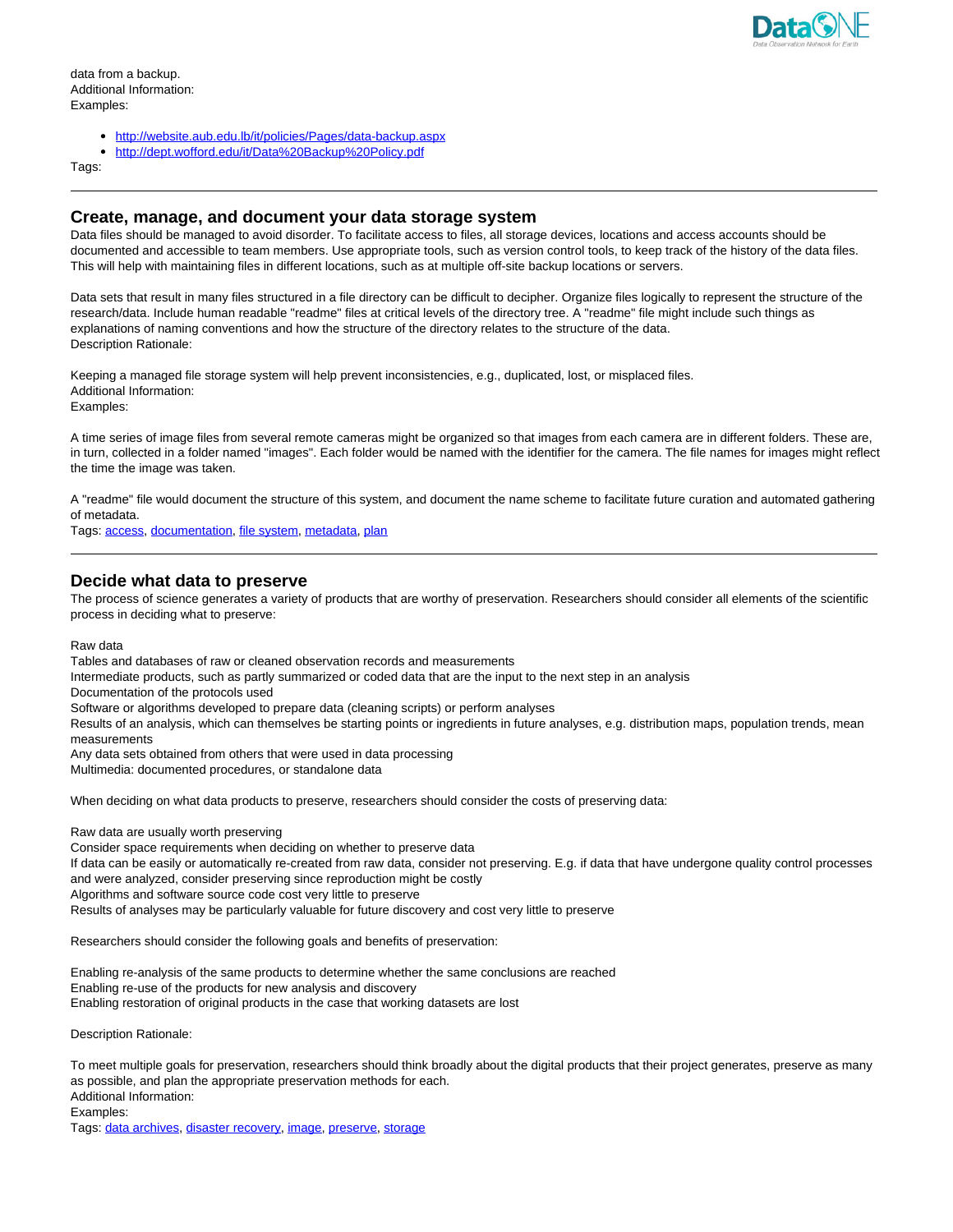data from a backup.
Additional Information:
Examples:

- http://website.aub.edu.lb/it/policies/Pages/data-backup.aspx
- http://dept.wofford.edu/it/Data%20Backup%20Policy.pdf

Tags:

---

## Create, manage, and document your data storage system

Data files should be managed to avoid disorder. To facilitate access to files, all storage devices, locations and access accounts should be documented and accessible to team members. Use appropriate tools, such as version control tools, to keep track of the history of the data files. This will help with maintaining files in different locations, such as at multiple off-site backup locations or servers.

Data sets that result in many files structured in a file directory can be difficult to decipher. Organize files logically to represent the structure of the research/data. Include human readable "readme" files at critical levels of the directory tree. A "readme" file might include such things as explanations of naming conventions and how the structure of the directory relates to the structure of the data.
Description Rationale:

Keeping a managed file storage system will help prevent inconsistencies, e.g., duplicated, lost, or misplaced files.
Additional Information:
Examples:

A time series of image files from several remote cameras might be organized so that images from each camera are in different folders. These are, in turn, collected in a folder named "images". Each folder would be named with the identifier for the camera. The file names for images might reflect the time the image was taken.

A "readme" file would document the structure of this system, and document the name scheme to facilitate future curation and automated gathering of metadata.
Tags: access, documentation, file system, metadata, plan

---

## Decide what data to preserve

The process of science generates a variety of products that are worthy of preservation. Researchers should consider all elements of the scientific process in deciding what to preserve:

Raw data
Tables and databases of raw or cleaned observation records and measurements
Intermediate products, such as partly summarized or coded data that are the input to the next step in an analysis
Documentation of the protocols used
Software or algorithms developed to prepare data (cleaning scripts) or perform analyses
Results of an analysis, which can themselves be starting points or ingredients in future analyses, e.g. distribution maps, population trends, mean measurements
Any data sets obtained from others that were used in data processing
Multimedia: documented procedures, or standalone data

When deciding on what data products to preserve, researchers should consider the costs of preserving data:

Raw data are usually worth preserving
Consider space requirements when deciding on whether to preserve data
If data can be easily or automatically re-created from raw data, consider not preserving. E.g. if data that have undergone quality control processes and were analyzed, consider preserving since reproduction might be costly
Algorithms and software source code cost very little to preserve
Results of analyses may be particularly valuable for future discovery and cost very little to preserve

Researchers should consider the following goals and benefits of preservation:

Enabling re-analysis of the same products to determine whether the same conclusions are reached
Enabling re-use of the products for new analysis and discovery
Enabling restoration of original products in the case that working datasets are lost

Description Rationale:

To meet multiple goals for preservation, researchers should think broadly about the digital products that their project generates, preserve as many as possible, and plan the appropriate preservation methods for each.
Additional Information:
Examples:
Tags: data archives, disaster recovery, image, preserve, storage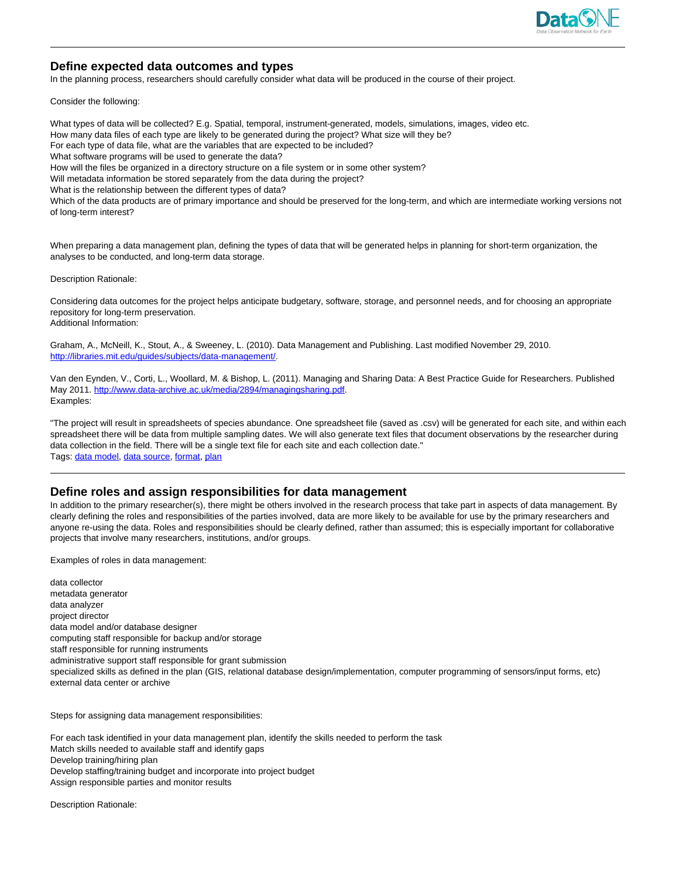## Define expected data outcomes and types

In the planning process, researchers should carefully consider what data will be produced in the course of their project.

Consider the following:

What types of data will be collected? E.g. Spatial, temporal, instrument-generated, models, simulations, images, video etc.
How many data files of each type are likely to be generated during the project? What size will they be?
For each type of data file, what are the variables that are expected to be included?
What software programs will be used to generate the data?
How will the files be organized in a directory structure on a file system or in some other system?
Will metadata information be stored separately from the data during the project?
What is the relationship between the different types of data?
Which of the data products are of primary importance and should be preserved for the long-term, and which are intermediate working versions not of long-term interest?

When preparing a data management plan, defining the types of data that will be generated helps in planning for short-term organization, the analyses to be conducted, and long-term data storage.

Description Rationale:

Considering data outcomes for the project helps anticipate budgetary, software, storage, and personnel needs, and for choosing an appropriate repository for long-term preservation.
Additional Information:

Graham, A., McNeill, K., Stout, A., & Sweeney, L. (2010). Data Management and Publishing. Last modified November 29, 2010. [http://libraries.mit.edu/guides/subjects/data-management/](http://libraries.mit.edu/guides/subjects/data-management/).

Van den Eynden, V., Corti, L., Woollard, M. & Bishop, L. (2011). Managing and Sharing Data: A Best Practice Guide for Researchers. Published May 2011. [http://www.data-archive.ac.uk/media/2894/managingsharing.pdf](http://www.data-archive.ac.uk/media/2894/managingsharing.pdf).
Examples:

"The project will result in spreadsheets of species abundance. One spreadsheet file (saved as .csv) will be generated for each site, and within each spreadsheet there will be data from multiple sampling dates. We will also generate text files that document observations by the researcher during data collection in the field. There will be a single text file for each site and each collection date."
Tags: data model, data source, format, plan

---

## Define roles and assign responsibilities for data management

In addition to the primary researcher(s), there might be others involved in the research process that take part in aspects of data management. By clearly defining the roles and responsibilities of the parties involved, data are more likely to be available for use by the primary researchers and anyone re-using the data. Roles and responsibilities should be clearly defined, rather than assumed; this is especially important for collaborative projects that involve many researchers, institutions, and/or groups.

Examples of roles in data management:

data collector
metadata generator
data analyzer
project director
data model and/or database designer
computing staff responsible for backup and/or storage
staff responsible for running instruments
administrative support staff responsible for grant submission
specialized skills as defined in the plan (GIS, relational database design/implementation, computer programming of sensors/input forms, etc)
external data center or archive

Steps for assigning data management responsibilities:

For each task identified in your data management plan, identify the skills needed to perform the task
Match skills needed to available staff and identify gaps
Develop training/hiring plan
Develop staffing/training budget and incorporate into project budget
Assign responsible parties and monitor results

Description Rationale: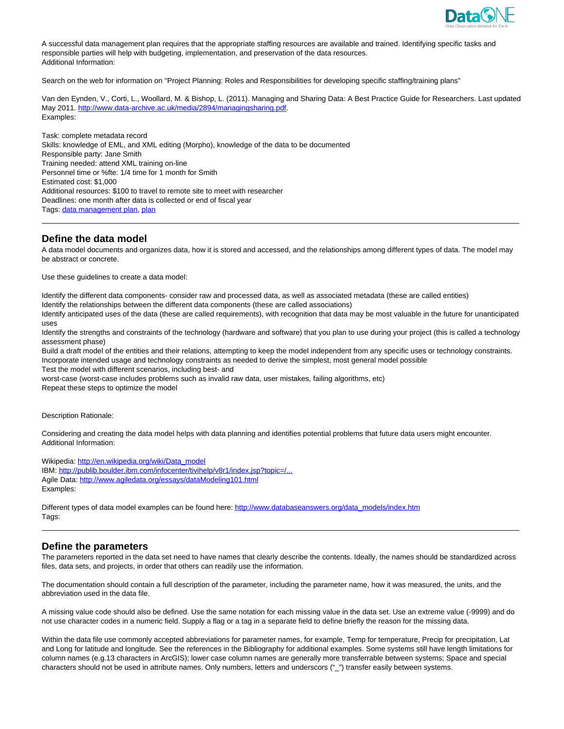A successful data management plan requires that the appropriate staffing resources are available and trained. Identifying specific tasks and responsible parties will help with budgeting, implementation, and preservation of the data resources.
Additional Information:

Search on the web for information on "Project Planning: Roles and Responsibilities for developing specific staffing/training plans"

Van den Eynden, V., Corti, L., Woollard, M. & Bishop, L. (2011). Managing and Sharing Data: A Best Practice Guide for Researchers. Last updated May 2011. [http://www.data-archive.ac.uk/media/2894/managingsharing.pdf](http://www.data-archive.ac.uk/media/2894/managingsharing.pdf).
Examples:

Task: complete metadata record
Skills: knowledge of EML, and XML editing (Morpho), knowledge of the data to be documented
Responsible party: Jane Smith
Training needed: attend XML training on-line
Personnel time or %fte: 1/4 time for 1 month for Smith
Estimated cost: $1,000
Additional resources: $100 to travel to remote site to meet with researcher
Deadlines: one month after data is collected or end of fiscal year
Tags: data management plan, plan

---

## Define the data model

A data model documents and organizes data, how it is stored and accessed, and the relationships among different types of data. The model may be abstract or concrete.

Use these guidelines to create a data model:

Identify the different data components- consider raw and processed data, as well as associated metadata (these are called entities)
Identify the relationships between the different data components (these are called associations)
Identify anticipated uses of the data (these are called requirements), with recognition that data may be most valuable in the future for unanticipated uses
Identify the strengths and constraints of the technology (hardware and software) that you plan to use during your project (this is called a technology assessment phase)
Build a draft model of the entities and their relations, attempting to keep the model independent from any specific uses or technology constraints.
Incorporate intended usage and technology constraints as needed to derive the simplest, most general model possible
Test the model with different scenarios, including best- and
worst-case (worst-case includes problems such as invalid raw data, user mistakes, failing algorithms, etc)
Repeat these steps to optimize the model

Description Rationale:

Considering and creating the data model helps with data planning and identifies potential problems that future data users might encounter.
Additional Information:

Wikipedia: [http://en.wikipedia.org/wiki/Data_model](http://en.wikipedia.org/wiki/Data_model)
IBM: http://publib.boulder.ibm.com/infocenter/tivihelp/v8r1/index.jsp?topic=/...
Agile Data: [http://www.agiledata.org/essays/dataModeling101.html](http://www.agiledata.org/essays/dataModeling101.html)
Examples:

Different types of data model examples can be found here: [http://www.databaseanswers.org/data_models/index.htm](http://www.databaseanswers.org/data_models/index.htm)
Tags:

---

## Define the parameters

The parameters reported in the data set need to have names that clearly describe the contents. Ideally, the names should be standardized across files, data sets, and projects, in order that others can readily use the information.

The documentation should contain a full description of the parameter, including the parameter name, how it was measured, the units, and the abbreviation used in the data file.

A missing value code should also be defined. Use the same notation for each missing value in the data set. Use an extreme value (-9999) and do not use character codes in a numeric field. Supply a flag or a tag in a separate field to define briefly the reason for the missing data.

Within the data file use commonly accepted abbreviations for parameter names, for example, Temp for temperature, Precip for precipitation, Lat and Long for latitude and longitude. See the references in the Bibliography for additional examples. Some systems still have length limitations for column names (e.g.13 characters in ArcGIS); lower case column names are generally more transferrable between systems; Space and special characters should not be used in attribute names. Only numbers, letters and underscors ("_") transfer easily between systems.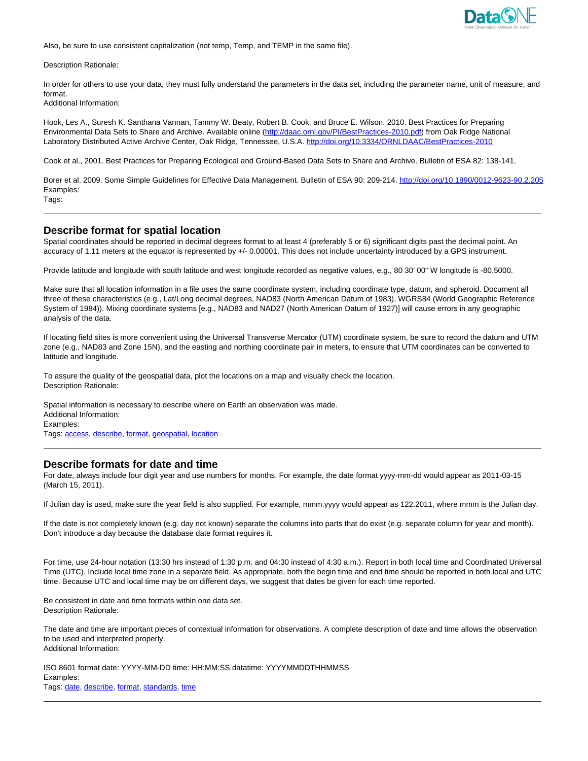Also, be sure to use consistent capitalization (not temp, Temp, and TEMP in the same file).

Description Rationale:

In order for others to use your data, they must fully understand the parameters in the data set, including the parameter name, unit of measure, and format.

Additional Information:

Hook, Les A., Suresh K. Santhana Vannan, Tammy W. Beaty, Robert B. Cook, and Bruce E. Wilson. 2010. Best Practices for Preparing Environmental Data Sets to Share and Archive. Available online (http://daac.ornl.gov/PI/BestPractices-2010.pdf) from Oak Ridge National Laboratory Distributed Active Archive Center, Oak Ridge, Tennessee, U.S.A. http://doi.org/10.3334/ORNLDAAC/BestPractices-2010

Cook et al., 2001. Best Practices for Preparing Ecological and Ground-Based Data Sets to Share and Archive. Bulletin of ESA 82: 138-141.

Borer et al. 2009. Some Simple Guidelines for Effective Data Management. Bulletin of ESA 90: 209-214. http://doi.org/10.1890/0012-9623-90.2.205

Examples:

Tags:

---

## Describe format for spatial location

Spatial coordinates should be reported in decimal degrees format to at least 4 (preferably 5 or 6) significant digits past the decimal point. An accuracy of 1.11 meters at the equator is represented by +/- 0.00001. This does not include uncertainty introduced by a GPS instrument.

Provide latitude and longitude with south latitude and west longitude recorded as negative values, e.g., 80 30' 00" W longitude is -80.5000.

Make sure that all location information in a file uses the same coordinate system, including coordinate type, datum, and spheroid. Document all three of these characteristics (e.g., Lat/Long decimal degrees, NAD83 (North American Datum of 1983), WGRS84 (World Geographic Reference System of 1984)). Mixing coordinate systems [e.g., NAD83 and NAD27 (North American Datum of 1927)] will cause errors in any geographic analysis of the data.

If locating field sites is more convenient using the Universal Transverse Mercator (UTM) coordinate system, be sure to record the datum and UTM zone (e.g., NAD83 and Zone 15N), and the easting and northing coordinate pair in meters, to ensure that UTM coordinates can be converted to latitude and longitude.

To assure the quality of the geospatial data, plot the locations on a map and visually check the location.

Description Rationale:

Spatial information is necessary to describe where on Earth an observation was made.

Additional Information:

Examples:

Tags: access, describe, format, geospatial, location

---

## Describe formats for date and time

For date, always include four digit year and use numbers for months. For example, the date format yyyy-mm-dd would appear as 2011-03-15 (March 15, 2011).

If Julian day is used, make sure the year field is also supplied. For example, mmm.yyyy would appear as 122.2011, where mmm is the Julian day.

If the date is not completely known (e.g. day not known) separate the columns into parts that do exist (e.g. separate column for year and month). Don't introduce a day because the database date format requires it.

For time, use 24-hour notation (13:30 hrs instead of 1:30 p.m. and 04:30 instead of 4:30 a.m.). Report in both local time and Coordinated Universal Time (UTC). Include local time zone in a separate field. As appropriate, both the begin time and end time should be reported in both local and UTC time. Because UTC and local time may be on different days, we suggest that dates be given for each time reported.

Be consistent in date and time formats within one data set.

Description Rationale:

The date and time are important pieces of contextual information for observations. A complete description of date and time allows the observation to be used and interpreted properly.

Additional Information:

ISO 8601 format date: YYYY-MM-DD time: HH:MM:SS datatime: YYYYMMDDTHHMMSS

Examples:

Tags: date, describe, format, standards, time

---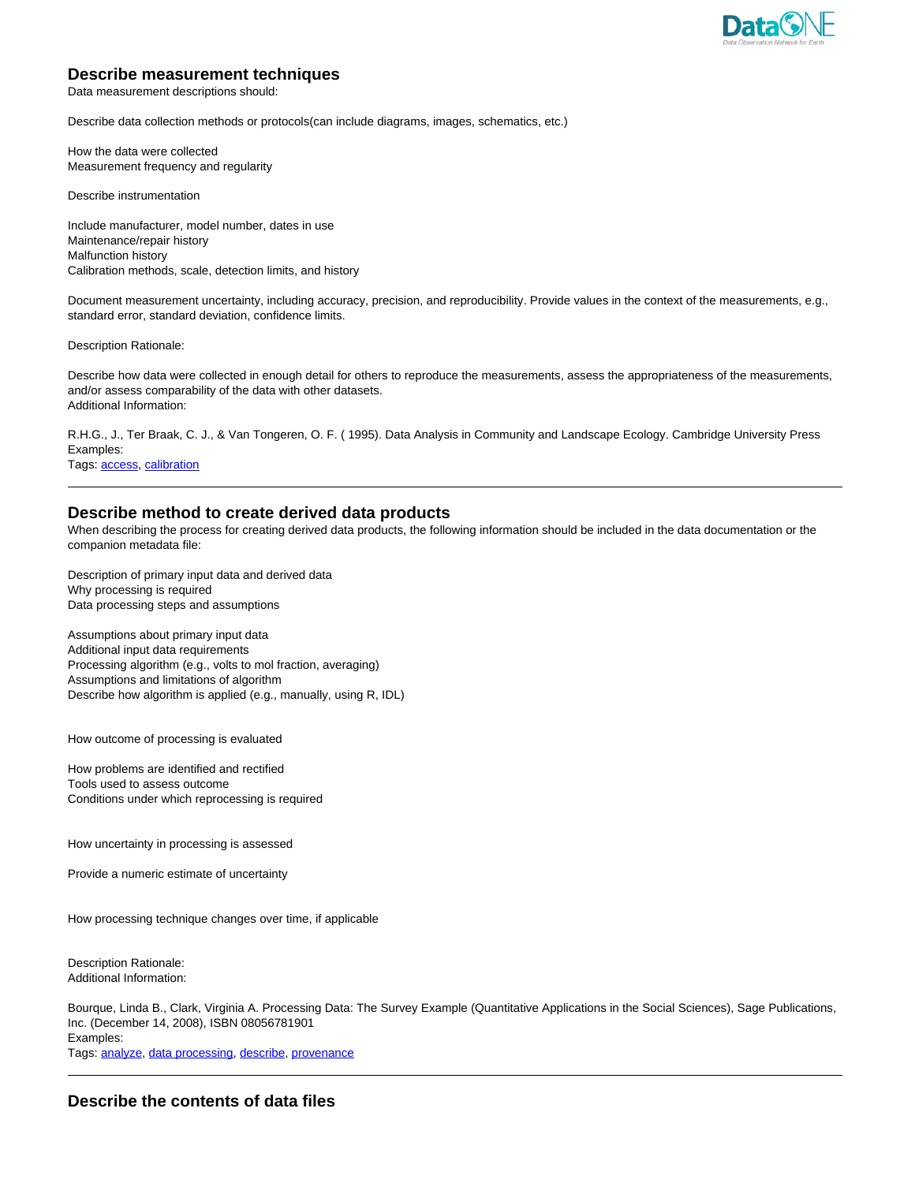## Describe measurement techniques

Data measurement descriptions should:

Describe data collection methods or protocols(can include diagrams, images, schematics, etc.)

How the data were collected
Measurement frequency and regularity

Describe instrumentation

Include manufacturer, model number, dates in use
Maintenance/repair history
Malfunction history
Calibration methods, scale, detection limits, and history

Document measurement uncertainty, including accuracy, precision, and reproducibility. Provide values in the context of the measurements, e.g., standard error, standard deviation, confidence limits.

Description Rationale:

Describe how data were collected in enough detail for others to reproduce the measurements, assess the appropriateness of the measurements, and/or assess comparability of the data with other datasets.
Additional Information:

R.H.G., J., Ter Braak, C. J., & Van Tongeren, O. F. ( 1995). Data Analysis in Community and Landscape Ecology. Cambridge University Press
Examples:
Tags: access, calibration

---

## Describe method to create derived data products

When describing the process for creating derived data products, the following information should be included in the data documentation or the companion metadata file:

Description of primary input data and derived data
Why processing is required
Data processing steps and assumptions

Assumptions about primary input data
Additional input data requirements
Processing algorithm (e.g., volts to mol fraction, averaging)
Assumptions and limitations of algorithm
Describe how algorithm is applied (e.g., manually, using R, IDL)

How outcome of processing is evaluated

How problems are identified and rectified
Tools used to assess outcome
Conditions under which reprocessing is required

How uncertainty in processing is assessed

Provide a numeric estimate of uncertainty

How processing technique changes over time, if applicable

Description Rationale:
Additional Information:

Bourque, Linda B., Clark, Virginia A. Processing Data: The Survey Example (Quantitative Applications in the Social Sciences), Sage Publications, Inc. (December 14, 2008), ISBN 08056781901
Examples:
Tags: analyze, data processing, describe, provenance

---

## Describe the contents of data files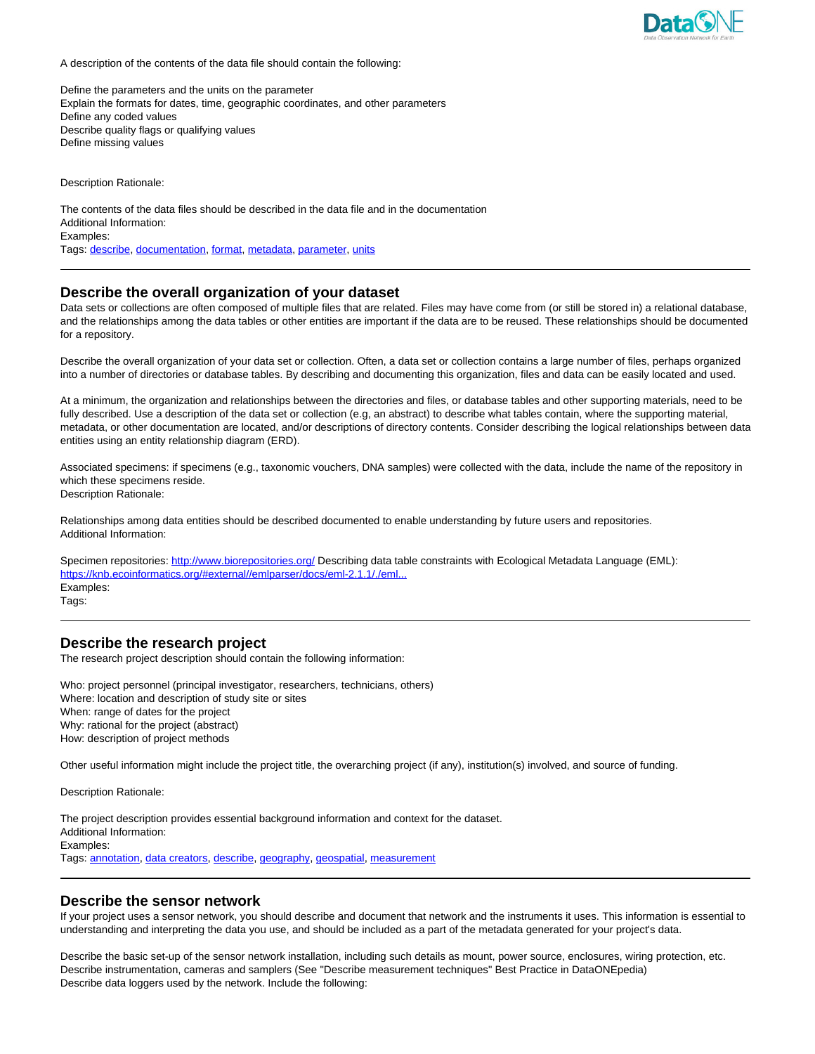A description of the contents of the data file should contain the following:

Define the parameters and the units on the parameter
Explain the formats for dates, time, geographic coordinates, and other parameters
Define any coded values
Describe quality flags or qualifying values
Define missing values

Description Rationale:

The contents of the data files should be described in the data file and in the documentation
Additional Information:
Examples:
Tags: [describe](), [documentation](), [format](), [metadata](), [parameter](), [units]()

---

## Describe the overall organization of your dataset

Data sets or collections are often composed of multiple files that are related. Files may have come from (or still be stored in) a relational database, and the relationships among the data tables or other entities are important if the data are to be reused. These relationships should be documented for a repository.

Describe the overall organization of your data set or collection. Often, a data set or collection contains a large number of files, perhaps organized into a number of directories or database tables. By describing and documenting this organization, files and data can be easily located and used.

At a minimum, the organization and relationships between the directories and files, or database tables and other supporting materials, need to be fully described. Use a description of the data set or collection (e.g, an abstract) to describe what tables contain, where the supporting material, metadata, or other documentation are located, and/or descriptions of directory contents. Consider describing the logical relationships between data entities using an entity relationship diagram (ERD).

Associated specimens: if specimens (e.g., taxonomic vouchers, DNA samples) were collected with the data, include the name of the repository in which these specimens reside.
Description Rationale:

Relationships among data entities should be described documented to enable understanding by future users and repositories.
Additional Information:

Specimen repositories: http://www.biorepositories.org/ Describing data table constraints with Ecological Metadata Language (EML): https://knb.ecoinformatics.org/#external//emlparser/docs/eml-2.1.1/./eml...
Examples:
Tags:

---

## Describe the research project

The research project description should contain the following information:

Who: project personnel (principal investigator, researchers, technicians, others)
Where: location and description of study site or sites
When: range of dates for the project
Why: rational for the project (abstract)
How: description of project methods

Other useful information might include the project title, the overarching project (if any), institution(s) involved, and source of funding.

Description Rationale:

The project description provides essential background information and context for the dataset.
Additional Information:
Examples:
Tags: [annotation](), [data creators](), [describe](), [geography](), [geospatial](), [measurement]()

---

## Describe the sensor network

If your project uses a sensor network, you should describe and document that network and the instruments it uses. This information is essential to understanding and interpreting the data you use, and should be included as a part of the metadata generated for your project's data.

Describe the basic set-up of the sensor network installation, including such details as mount, power source, enclosures, wiring protection, etc.
Describe instrumentation, cameras and samplers (See "Describe measurement techniques" Best Practice in DataONEpedia)
Describe data loggers used by the network. Include the following: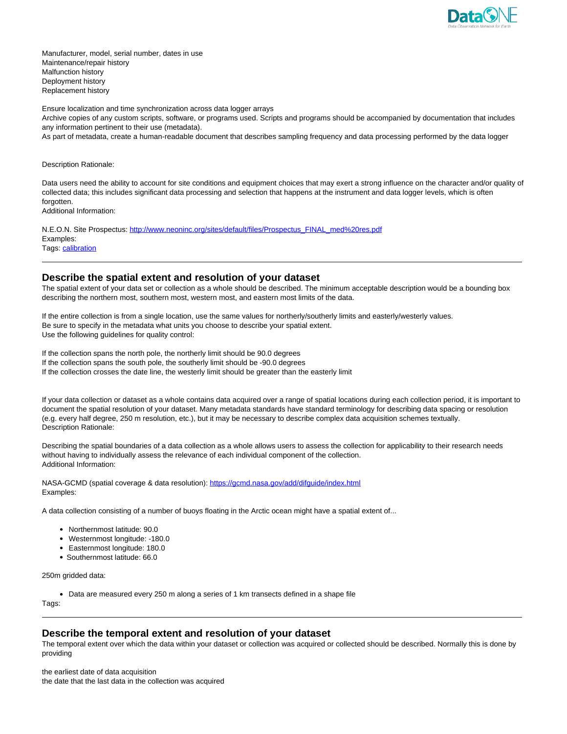Manufacturer, model, serial number, dates in use
Maintenance/repair history
Malfunction history
Deployment history
Replacement history

Ensure localization and time synchronization across data logger arrays
Archive copies of any custom scripts, software, or programs used. Scripts and programs should be accompanied by documentation that includes any information pertinent to their use (metadata).
As part of metadata, create a human-readable document that describes sampling frequency and data processing performed by the data logger

Description Rationale:

Data users need the ability to account for site conditions and equipment choices that may exert a strong influence on the character and/or quality of collected data; this includes significant data processing and selection that happens at the instrument and data logger levels, which is often forgotten.
Additional Information:

N.E.O.N. Site Prospectus: [http://www.neoninc.org/sites/default/files/Prospectus_FINAL_med%20res.pdf](http://www.neoninc.org/sites/default/files/Prospectus_FINAL_med%20res.pdf)
Examples:
Tags: [calibration]()

---

## Describe the spatial extent and resolution of your dataset

The spatial extent of your data set or collection as a whole should be described. The minimum acceptable description would be a bounding box describing the northern most, southern most, western most, and eastern most limits of the data.

If the entire collection is from a single location, use the same values for northerly/southerly limits and easterly/westerly values.
Be sure to specify in the metadata what units you choose to describe your spatial extent.
Use the following guidelines for quality control:

If the collection spans the north pole, the northerly limit should be 90.0 degrees
If the collection spans the south pole, the southerly limit should be -90.0 degrees
If the collection crosses the date line, the westerly limit should be greater than the easterly limit

If your data collection or dataset as a whole contains data acquired over a range of spatial locations during each collection period, it is important to document the spatial resolution of your dataset. Many metadata standards have standard terminology for describing data spacing or resolution (e.g. every half degree, 250 m resolution, etc.), but it may be necessary to describe complex data acquisition schemes textually.
Description Rationale:

Describing the spatial boundaries of a data collection as a whole allows users to assess the collection for applicability to their research needs without having to individually assess the relevance of each individual component of the collection.
Additional Information:

NASA-GCMD (spatial coverage & data resolution): [https://gcmd.nasa.gov/add/difguide/index.html](https://gcmd.nasa.gov/add/difguide/index.html)
Examples:

A data collection consisting of a number of buoys floating in the Arctic ocean might have a spatial extent of...

- Northernmost latitude: 90.0
- Westernmost longitude: -180.0
- Easternmost longitude: 180.0
- Southernmost latitude: 66.0

250m gridded data:

- Data are measured every 250 m along a series of 1 km transects defined in a shape file

Tags:

---

## Describe the temporal extent and resolution of your dataset

The temporal extent over which the data within your dataset or collection was acquired or collected should be described. Normally this is done by providing

the earliest date of data acquisition
the date that the last data in the collection was acquired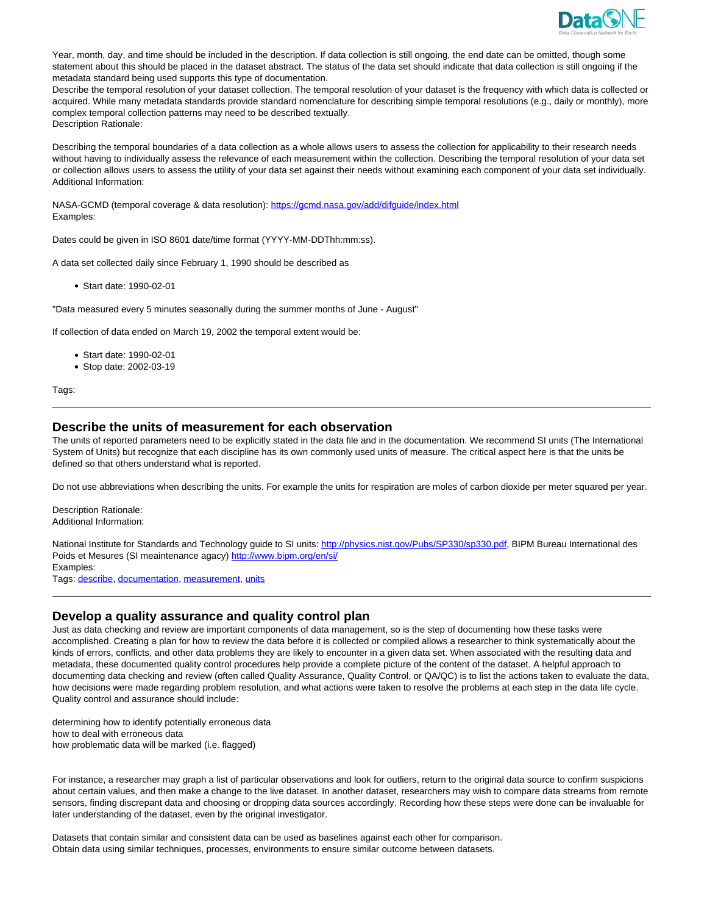Year, month, day, and time should be included in the description. If data collection is still ongoing, the end date can be omitted, though some statement about this should be placed in the dataset abstract. The status of the data set should indicate that data collection is still ongoing if the metadata standard being used supports this type of documentation.
Describe the temporal resolution of your dataset collection. The temporal resolution of your dataset is the frequency with which data is collected or acquired. While many metadata standards provide standard nomenclature for describing simple temporal resolutions (e.g., daily or monthly), more complex temporal collection patterns may need to be described textually.
Description Rationale:

Describing the temporal boundaries of a data collection as a whole allows users to assess the collection for applicability to their research needs without having to individually assess the relevance of each measurement within the collection. Describing the temporal resolution of your data set or collection allows users to assess the utility of your data set against their needs without examining each component of your data set individually.
Additional Information:

NASA-GCMD (temporal coverage & data resolution): https://gcmd.nasa.gov/add/difguide/index.html
Examples:

Dates could be given in ISO 8601 date/time format (YYYY-MM-DDThh:mm:ss).

A data set collected daily since February 1, 1990 should be described as

- Start date: 1990-02-01

"Data measured every 5 minutes seasonally during the summer months of June - August"

If collection of data ended on March 19, 2002 the temporal extent would be:

- Start date: 1990-02-01
- Stop date: 2002-03-19

Tags:

---

## Describe the units of measurement for each observation

The units of reported parameters need to be explicitly stated in the data file and in the documentation. We recommend SI units (The International System of Units) but recognize that each discipline has its own commonly used units of measure. The critical aspect here is that the units be defined so that others understand what is reported.

Do not use abbreviations when describing the units. For example the units for respiration are moles of carbon dioxide per meter squared per year.

Description Rationale:
Additional Information:

National Institute for Standards and Technology guide to SI units: http://physics.nist.gov/Pubs/SP330/sp330.pdf, BIPM Bureau International des Poids et Mesures (SI meintenance agacy) http://www.bipm.org/en/si/
Examples:
Tags: describe, documentation, measurement, units

---

## Develop a quality assurance and quality control plan

Just as data checking and review are important components of data management, so is the step of documenting how these tasks were accomplished. Creating a plan for how to review the data before it is collected or compiled allows a researcher to think systematically about the kinds of errors, conflicts, and other data problems they are likely to encounter in a given data set. When associated with the resulting data and metadata, these documented quality control procedures help provide a complete picture of the content of the dataset. A helpful approach to documenting data checking and review (often called Quality Assurance, Quality Control, or QA/QC) is to list the actions taken to evaluate the data, how decisions were made regarding problem resolution, and what actions were taken to resolve the problems at each step in the data life cycle. Quality control and assurance should include:

determining how to identify potentially erroneous data
how to deal with erroneous data
how problematic data will be marked (i.e. flagged)

For instance, a researcher may graph a list of particular observations and look for outliers, return to the original data source to confirm suspicions about certain values, and then make a change to the live dataset. In another dataset, researchers may wish to compare data streams from remote sensors, finding discrepant data and choosing or dropping data sources accordingly. Recording how these steps were done can be invaluable for later understanding of the dataset, even by the original investigator.

Datasets that contain similar and consistent data can be used as baselines against each other for comparison.
Obtain data using similar techniques, processes, environments to ensure similar outcome between datasets.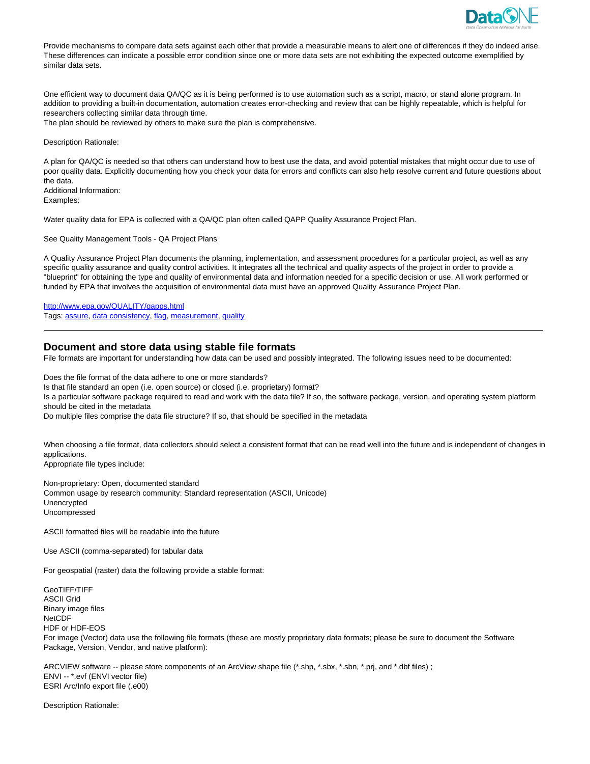Provide mechanisms to compare data sets against each other that provide a measurable means to alert one of differences if they do indeed arise. These differences can indicate a possible error condition since one or more data sets are not exhibiting the expected outcome exemplified by similar data sets.

One efficient way to document data QA/QC as it is being performed is to use automation such as a script, macro, or stand alone program. In addition to providing a built-in documentation, automation creates error-checking and review that can be highly repeatable, which is helpful for researchers collecting similar data through time.
The plan should be reviewed by others to make sure the plan is comprehensive.

Description Rationale:

A plan for QA/QC is needed so that others can understand how to best use the data, and avoid potential mistakes that might occur due to use of poor quality data. Explicitly documenting how you check your data for errors and conflicts can also help resolve current and future questions about the data.
Additional Information:
Examples:

Water quality data for EPA is collected with a QA/QC plan often called QAPP Quality Assurance Project Plan.

See Quality Management Tools - QA Project Plans

A Quality Assurance Project Plan documents the planning, implementation, and assessment procedures for a particular project, as well as any specific quality assurance and quality control activities. It integrates all the technical and quality aspects of the project in order to provide a "blueprint" for obtaining the type and quality of environmental data and information needed for a specific decision or use. All work performed or funded by EPA that involves the acquisition of environmental data must have an approved Quality Assurance Project Plan.

http://www.epa.gov/QUALITY/qapps.html
Tags: assure, data consistency, flag, measurement, quality

---

## Document and store data using stable file formats

File formats are important for understanding how data can be used and possibly integrated. The following issues need to be documented:

Does the file format of the data adhere to one or more standards?
Is that file standard an open (i.e. open source) or closed (i.e. proprietary) format?
Is a particular software package required to read and work with the data file? If so, the software package, version, and operating system platform should be cited in the metadata
Do multiple files comprise the data file structure? If so, that should be specified in the metadata

When choosing a file format, data collectors should select a consistent format that can be read well into the future and is independent of changes in applications.
Appropriate file types include:

Non-proprietary: Open, documented standard
Common usage by research community: Standard representation (ASCII, Unicode)
Unencrypted
Uncompressed

ASCII formatted files will be readable into the future

Use ASCII (comma-separated) for tabular data

For geospatial (raster) data the following provide a stable format:

GeoTIFF/TIFF
ASCII Grid
Binary image files
NetCDF
HDF or HDF-EOS
For image (Vector) data use the following file formats (these are mostly proprietary data formats; please be sure to document the Software Package, Version, Vendor, and native platform):

ARCVIEW software -- please store components of an ArcView shape file (*.shp, *.sbx, *.sbn, *.prj, and *.dbf files) ;
ENVI -- *.evf (ENVI vector file)
ESRI Arc/Info export file (.e00)

Description Rationale: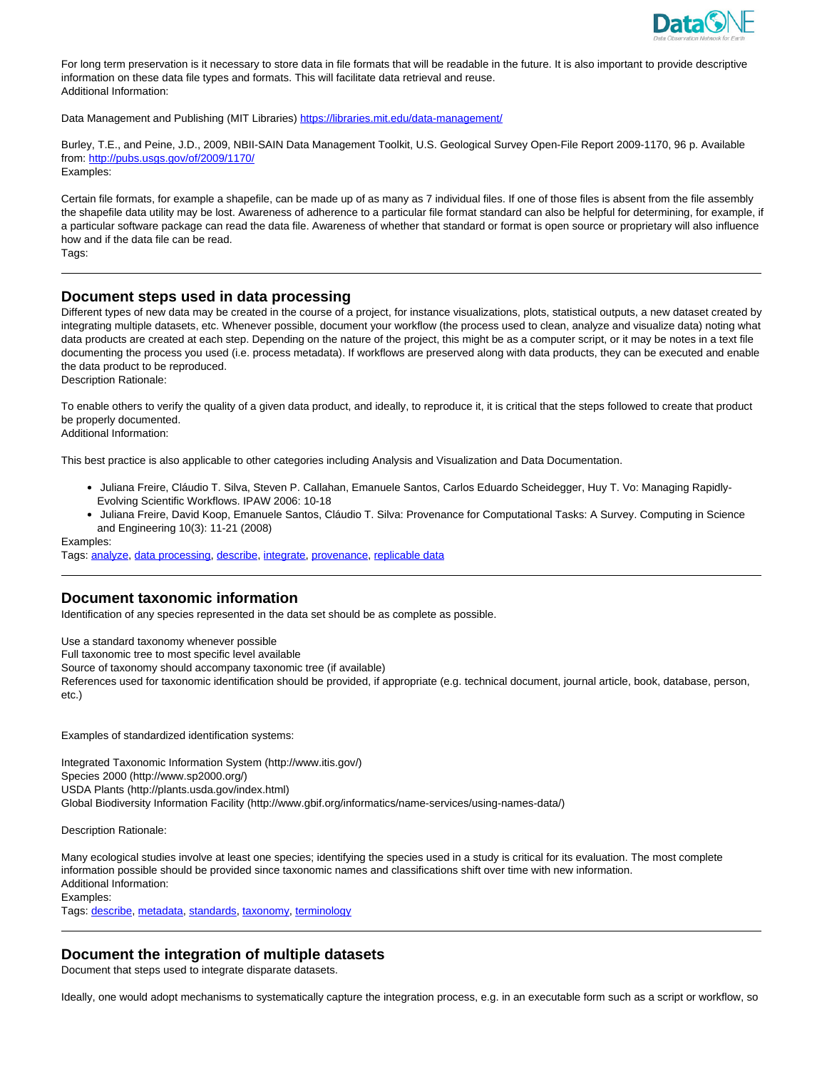For long term preservation is it necessary to store data in file formats that will be readable in the future. It is also important to provide descriptive information on these data file types and formats. This will facilitate data retrieval and reuse.
Additional Information:

Data Management and Publishing (MIT Libraries) [https://libraries.mit.edu/data-management/](https://libraries.mit.edu/data-management/)

Burley, T.E., and Peine, J.D., 2009, NBII-SAIN Data Management Toolkit, U.S. Geological Survey Open-File Report 2009-1170, 96 p. Available from: [http://pubs.usgs.gov/of/2009/1170/](http://pubs.usgs.gov/of/2009/1170/)
Examples:

Certain file formats, for example a shapefile, can be made up of as many as 7 individual files. If one of those files is absent from the file assembly the shapefile data utility may be lost. Awareness of adherence to a particular file format standard can also be helpful for determining, for example, if a particular software package can read the data file. Awareness of whether that standard or format is open source or proprietary will also influence how and if the data file can be read.
Tags:

---

## Document steps used in data processing

Different types of new data may be created in the course of a project, for instance visualizations, plots, statistical outputs, a new dataset created by integrating multiple datasets, etc. Whenever possible, document your workflow (the process used to clean, analyze and visualize data) noting what data products are created at each step. Depending on the nature of the project, this might be as a computer script, or it may be notes in a text file documenting the process you used (i.e. process metadata). If workflows are preserved along with data products, they can be executed and enable the data product to be reproduced.
Description Rationale:

To enable others to verify the quality of a given data product, and ideally, to reproduce it, it is critical that the steps followed to create that product be properly documented.
Additional Information:

This best practice is also applicable to other categories including Analysis and Visualization and Data Documentation.

- Juliana Freire, Cláudio T. Silva, Steven P. Callahan, Emanuele Santos, Carlos Eduardo Scheidegger, Huy T. Vo: Managing Rapidly-Evolving Scientific Workflows. IPAW 2006: 10-18
- Juliana Freire, David Koop, Emanuele Santos, Cláudio T. Silva: Provenance for Computational Tasks: A Survey. Computing in Science and Engineering 10(3): 11-21 (2008)

Examples:
Tags: analyze, data processing, describe, integrate, provenance, replicable data

---

## Document taxonomic information

Identification of any species represented in the data set should be as complete as possible.

Use a standard taxonomy whenever possible
Full taxonomic tree to most specific level available
Source of taxonomy should accompany taxonomic tree (if available)
References used for taxonomic identification should be provided, if appropriate (e.g. technical document, journal article, book, database, person, etc.)

Examples of standardized identification systems:

Integrated Taxonomic Information System (http://www.itis.gov/)
Species 2000 (http://www.sp2000.org/)
USDA Plants (http://plants.usda.gov/index.html)
Global Biodiversity Information Facility (http://www.gbif.org/informatics/name-services/using-names-data/)

Description Rationale:

Many ecological studies involve at least one species; identifying the species used in a study is critical for its evaluation. The most complete information possible should be provided since taxonomic names and classifications shift over time with new information.
Additional Information:
Examples:
Tags: describe, metadata, standards, taxonomy, terminology

---

## Document the integration of multiple datasets

Document that steps used to integrate disparate datasets.

Ideally, one would adopt mechanisms to systematically capture the integration process, e.g. in an executable form such as a script or workflow, so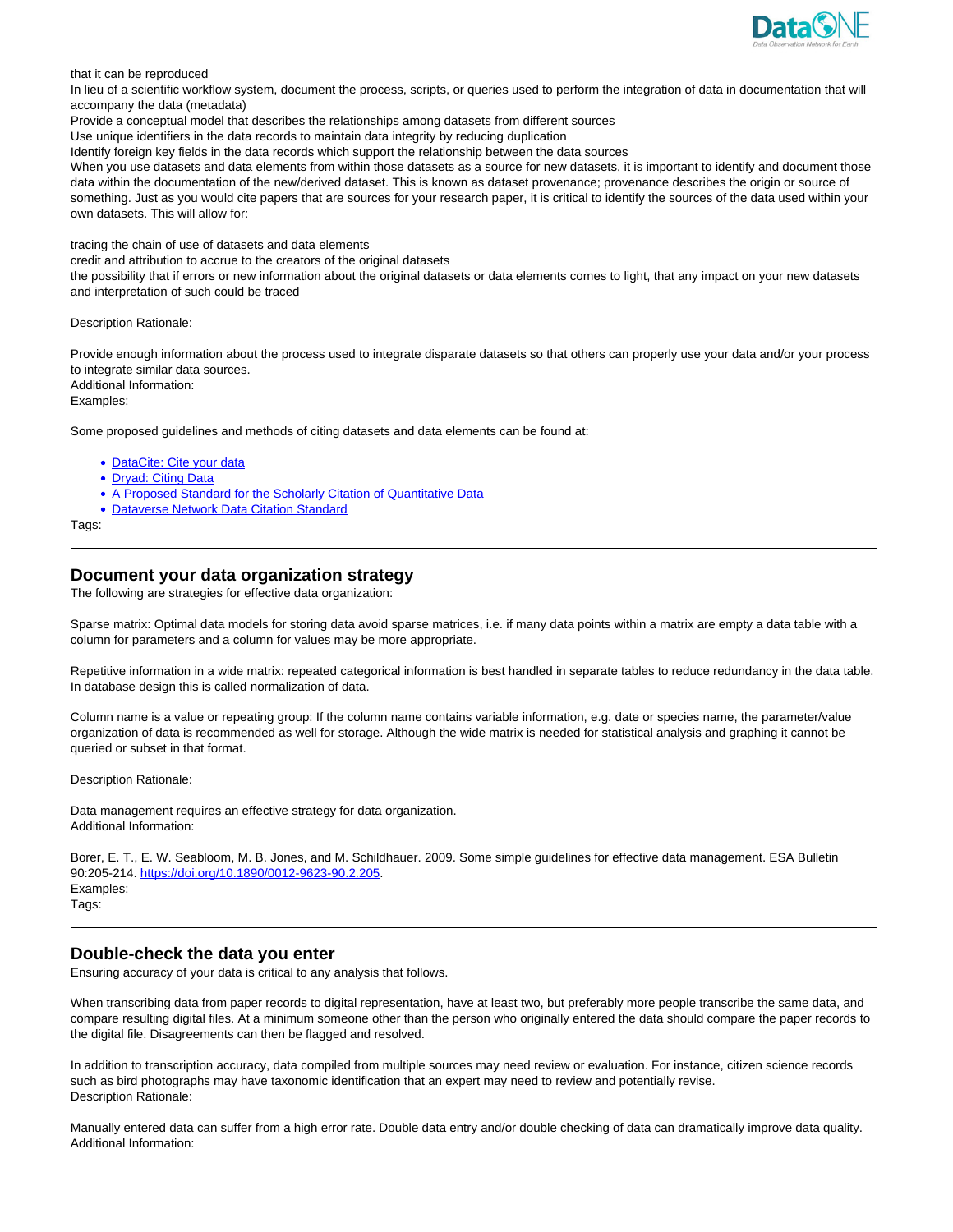that it can be reproduced
In lieu of a scientific workflow system, document the process, scripts, or queries used to perform the integration of data in documentation that will accompany the data (metadata)
Provide a conceptual model that describes the relationships among datasets from different sources
Use unique identifiers in the data records to maintain data integrity by reducing duplication
Identify foreign key fields in the data records which support the relationship between the data sources
When you use datasets and data elements from within those datasets as a source for new datasets, it is important to identify and document those data within the documentation of the new/derived dataset. This is known as dataset provenance; provenance describes the origin or source of something. Just as you would cite papers that are sources for your research paper, it is critical to identify the sources of the data used within your own datasets. This will allow for:

tracing the chain of use of datasets and data elements
credit and attribution to accrue to the creators of the original datasets
the possibility that if errors or new information about the original datasets or data elements comes to light, that any impact on your new datasets and interpretation of such could be traced

Description Rationale:

Provide enough information about the process used to integrate disparate datasets so that others can properly use your data and/or your process to integrate similar data sources.
Additional Information:
Examples:

Some proposed guidelines and methods of citing datasets and data elements can be found at:

- DataCite: Cite your data
- Dryad: Citing Data
- A Proposed Standard for the Scholarly Citation of Quantitative Data
- Dataverse Network Data Citation Standard

Tags:

---

## Document your data organization strategy

The following are strategies for effective data organization:

Sparse matrix: Optimal data models for storing data avoid sparse matrices, i.e. if many data points within a matrix are empty a data table with a column for parameters and a column for values may be more appropriate.

Repetitive information in a wide matrix: repeated categorical information is best handled in separate tables to reduce redundancy in the data table. In database design this is called normalization of data.

Column name is a value or repeating group: If the column name contains variable information, e.g. date or species name, the parameter/value organization of data is recommended as well for storage. Although the wide matrix is needed for statistical analysis and graphing it cannot be queried or subset in that format.

Description Rationale:

Data management requires an effective strategy for data organization.
Additional Information:

Borer, E. T., E. W. Seabloom, M. B. Jones, and M. Schildhauer. 2009. Some simple guidelines for effective data management. ESA Bulletin 90:205-214. https://doi.org/10.1890/0012-9623-90.2.205.
Examples:
Tags:

---

## Double-check the data you enter

Ensuring accuracy of your data is critical to any analysis that follows.

When transcribing data from paper records to digital representation, have at least two, but preferably more people transcribe the same data, and compare resulting digital files. At a minimum someone other than the person who originally entered the data should compare the paper records to the digital file. Disagreements can then be flagged and resolved.

In addition to transcription accuracy, data compiled from multiple sources may need review or evaluation. For instance, citizen science records such as bird photographs may have taxonomic identification that an expert may need to review and potentially revise.
Description Rationale:

Manually entered data can suffer from a high error rate. Double data entry and/or double checking of data can dramatically improve data quality.
Additional Information: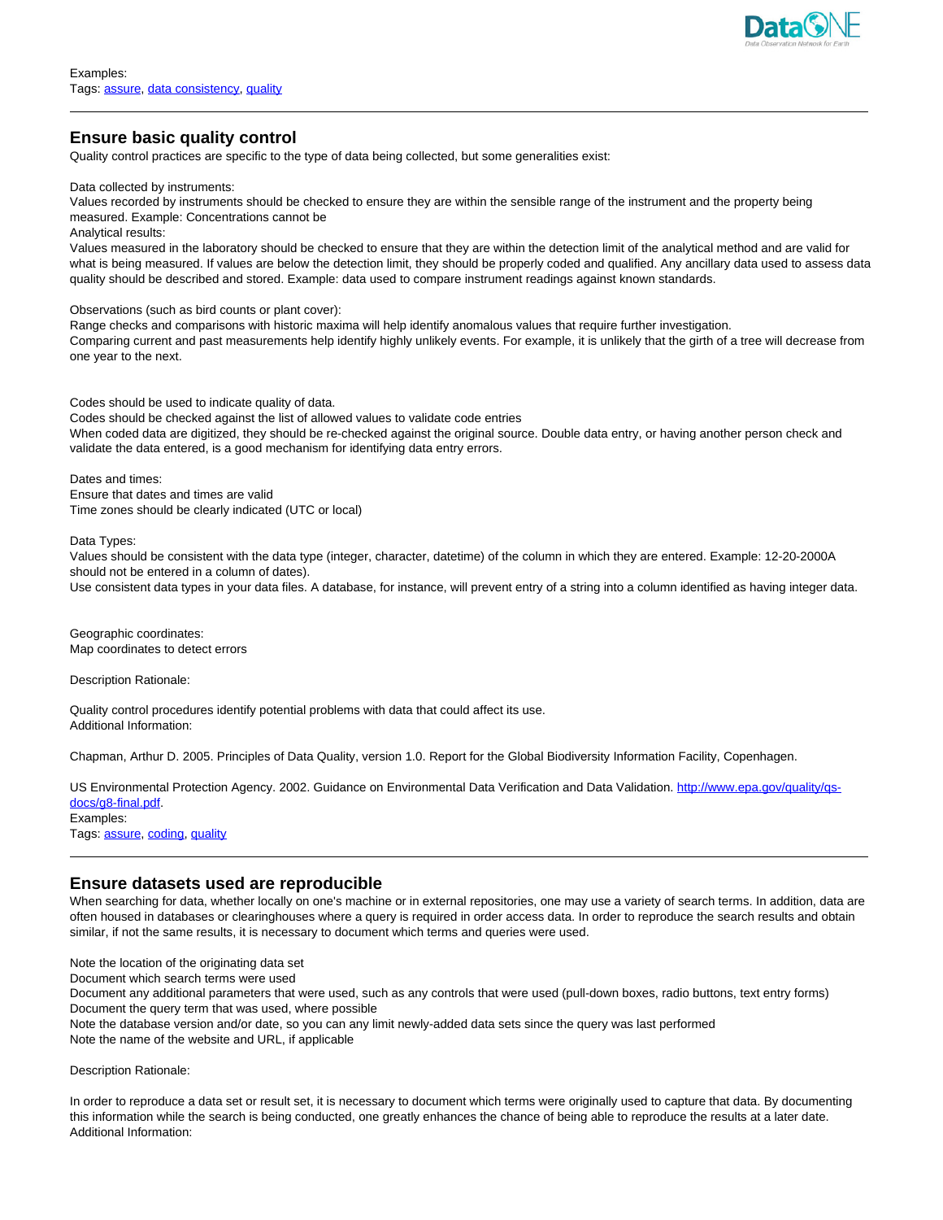Examples:
Tags: [assure](#), [data consistency](#), [quality](#)

---

## Ensure basic quality control

Quality control practices are specific to the type of data being collected, but some generalities exist:

Data collected by instruments:
Values recorded by instruments should be checked to ensure they are within the sensible range of the instrument and the property being measured. Example: Concentrations cannot be
Analytical results:
Values measured in the laboratory should be checked to ensure that they are within the detection limit of the analytical method and are valid for what is being measured. If values are below the detection limit, they should be properly coded and qualified. Any ancillary data used to assess data quality should be described and stored. Example: data used to compare instrument readings against known standards.

Observations (such as bird counts or plant cover):
Range checks and comparisons with historic maxima will help identify anomalous values that require further investigation.
Comparing current and past measurements help identify highly unlikely events. For example, it is unlikely that the girth of a tree will decrease from one year to the next.

Codes should be used to indicate quality of data.
Codes should be checked against the list of allowed values to validate code entries
When coded data are digitized, they should be re-checked against the original source. Double data entry, or having another person check and validate the data entered, is a good mechanism for identifying data entry errors.

Dates and times:
Ensure that dates and times are valid
Time zones should be clearly indicated (UTC or local)

Data Types:
Values should be consistent with the data type (integer, character, datetime) of the column in which they are entered. Example: 12-20-2000A should not be entered in a column of dates).
Use consistent data types in your data files. A database, for instance, will prevent entry of a string into a column identified as having integer data.

Geographic coordinates:
Map coordinates to detect errors

Description Rationale:

Quality control procedures identify potential problems with data that could affect its use.
Additional Information:

Chapman, Arthur D. 2005. Principles of Data Quality, version 1.0. Report for the Global Biodiversity Information Facility, Copenhagen.

US Environmental Protection Agency. 2002. Guidance on Environmental Data Verification and Data Validation. [http://www.epa.gov/quality/qs-docs/g8-final.pdf](http://www.epa.gov/quality/qs-docs/g8-final.pdf).
Examples:
Tags: [assure](#), [coding](#), [quality](#)

---

## Ensure datasets used are reproducible

When searching for data, whether locally on one's machine or in external repositories, one may use a variety of search terms. In addition, data are often housed in databases or clearinghouses where a query is required in order access data. In order to reproduce the search results and obtain similar, if not the same results, it is necessary to document which terms and queries were used.

Note the location of the originating data set
Document which search terms were used
Document any additional parameters that were used, such as any controls that were used (pull-down boxes, radio buttons, text entry forms)
Document the query term that was used, where possible
Note the database version and/or date, so you can any limit newly-added data sets since the query was last performed
Note the name of the website and URL, if applicable

Description Rationale:

In order to reproduce a data set or result set, it is necessary to document which terms were originally used to capture that data. By documenting this information while the search is being conducted, one greatly enhances the chance of being able to reproduce the results at a later date.
Additional Information: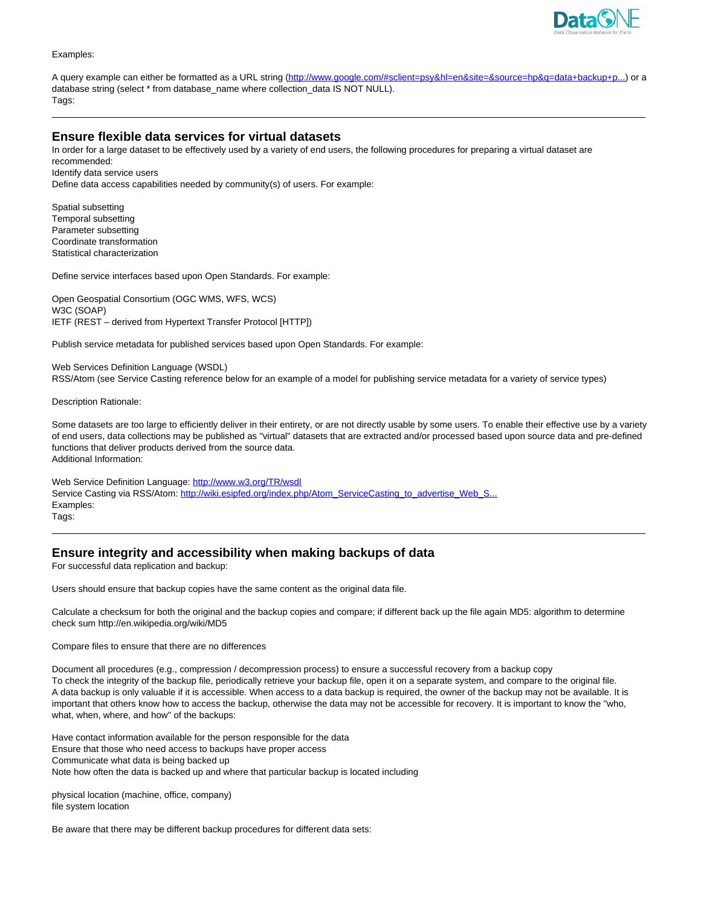Examples:

A query example can either be formatted as a URL string ([http://www.google.com/#sclient=psy&hl=en&site=&source=hp&q=data+backup+p...](http://www.google.com/#sclient=psy&hl=en&site=&source=hp&q=data+backup+p...)) or a database string (select * from database_name where collection_data IS NOT NULL).
Tags:

---

## Ensure flexible data services for virtual datasets

In order for a large dataset to be effectively used by a variety of end users, the following procedures for preparing a virtual dataset are recommended:
Identify data service users
Define data access capabilities needed by community(s) of users. For example:

Spatial subsetting
Temporal subsetting
Parameter subsetting
Coordinate transformation
Statistical characterization

Define service interfaces based upon Open Standards. For example:

Open Geospatial Consortium (OGC WMS, WFS, WCS)
W3C (SOAP)
IETF (REST – derived from Hypertext Transfer Protocol [HTTP])

Publish service metadata for published services based upon Open Standards. For example:

Web Services Definition Language (WSDL)
RSS/Atom (see Service Casting reference below for an example of a model for publishing service metadata for a variety of service types)

Description Rationale:

Some datasets are too large to efficiently deliver in their entirety, or are not directly usable by some users. To enable their effective use by a variety of end users, data collections may be published as "virtual" datasets that are extracted and/or processed based upon source data and pre-defined functions that deliver products derived from the source data.
Additional Information:

Web Service Definition Language: [http://www.w3.org/TR/wsdl](http://www.w3.org/TR/wsdl)
Service Casting via RSS/Atom: [http://wiki.esipfed.org/index.php/Atom_ServiceCasting_to_advertise_Web_S...](http://wiki.esipfed.org/index.php/Atom_ServiceCasting_to_advertise_Web_S...)
Examples:
Tags:

---

## Ensure integrity and accessibility when making backups of data

For successful data replication and backup:

Users should ensure that backup copies have the same content as the original data file.

Calculate a checksum for both the original and the backup copies and compare; if different back up the file again MD5: algorithm to determine check sum http://en.wikipedia.org/wiki/MD5

Compare files to ensure that there are no differences

Document all procedures (e.g., compression / decompression process) to ensure a successful recovery from a backup copy
To check the integrity of the backup file, periodically retrieve your backup file, open it on a separate system, and compare to the original file.
A data backup is only valuable if it is accessible. When access to a data backup is required, the owner of the backup may not be available. It is important that others know how to access the backup, otherwise the data may not be accessible for recovery. It is important to know the "who, what, when, where, and how" of the backups:

Have contact information available for the person responsible for the data
Ensure that those who need access to backups have proper access
Communicate what data is being backed up
Note how often the data is backed up and where that particular backup is located including

physical location (machine, office, company)
file system location

Be aware that there may be different backup procedures for different data sets: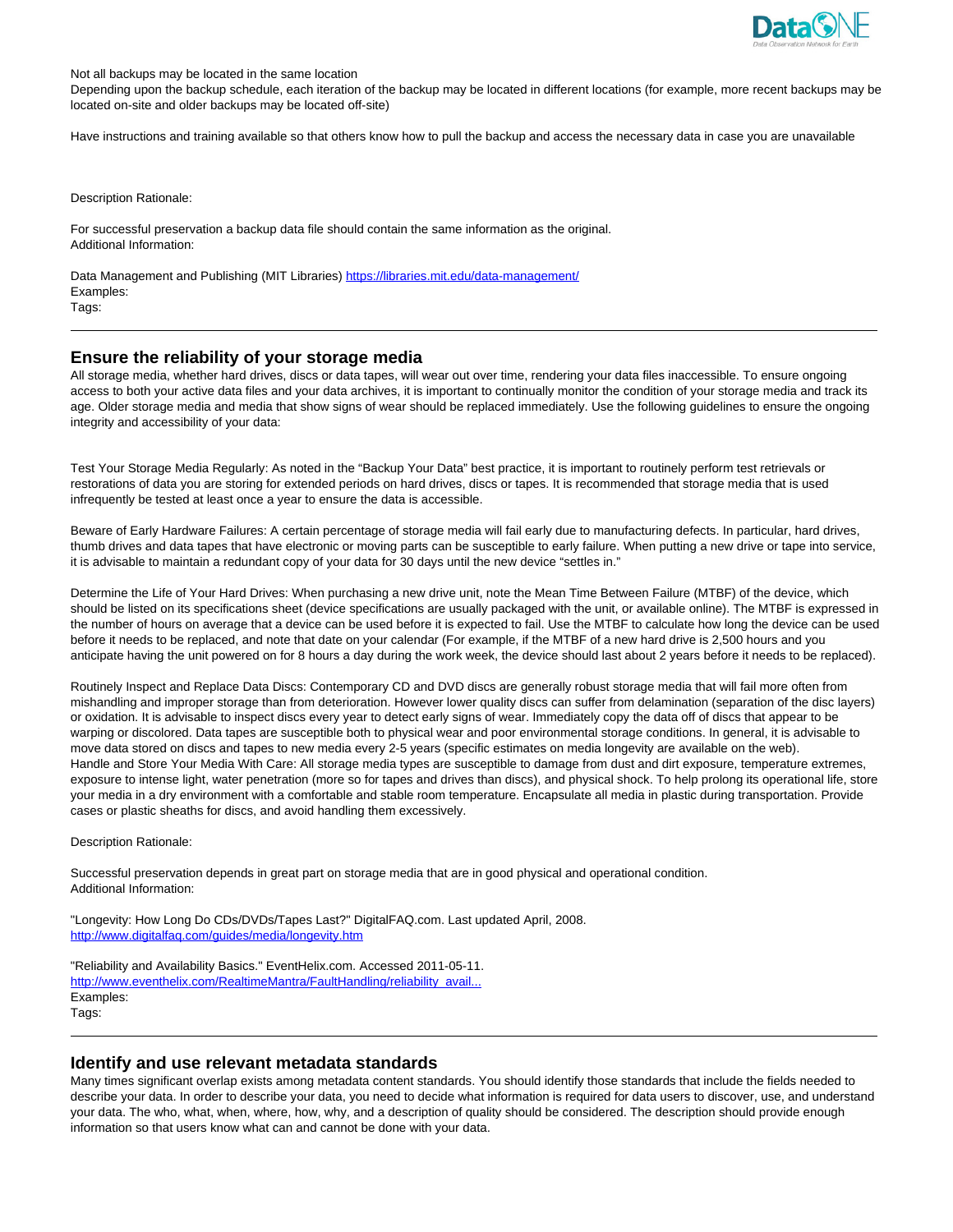Not all backups may be located in the same location
Depending upon the backup schedule, each iteration of the backup may be located in different locations (for example, more recent backups may be located on-site and older backups may be located off-site)

Have instructions and training available so that others know how to pull the backup and access the necessary data in case you are unavailable

Description Rationale:

For successful preservation a backup data file should contain the same information as the original.
Additional Information:

Data Management and Publishing (MIT Libraries) [https://libraries.mit.edu/data-management/](https://libraries.mit.edu/data-management/)
Examples:
Tags:

---

## Ensure the reliability of your storage media

All storage media, whether hard drives, discs or data tapes, will wear out over time, rendering your data files inaccessible. To ensure ongoing access to both your active data files and your data archives, it is important to continually monitor the condition of your storage media and track its age. Older storage media and media that show signs of wear should be replaced immediately. Use the following guidelines to ensure the ongoing integrity and accessibility of your data:

Test Your Storage Media Regularly: As noted in the “Backup Your Data” best practice, it is important to routinely perform test retrievals or restorations of data you are storing for extended periods on hard drives, discs or tapes. It is recommended that storage media that is used infrequently be tested at least once a year to ensure the data is accessible.

Beware of Early Hardware Failures: A certain percentage of storage media will fail early due to manufacturing defects. In particular, hard drives, thumb drives and data tapes that have electronic or moving parts can be susceptible to early failure. When putting a new drive or tape into service, it is advisable to maintain a redundant copy of your data for 30 days until the new device “settles in.”

Determine the Life of Your Hard Drives: When purchasing a new drive unit, note the Mean Time Between Failure (MTBF) of the device, which should be listed on its specifications sheet (device specifications are usually packaged with the unit, or available online). The MTBF is expressed in the number of hours on average that a device can be used before it is expected to fail. Use the MTBF to calculate how long the device can be used before it needs to be replaced, and note that date on your calendar (For example, if the MTBF of a new hard drive is 2,500 hours and you anticipate having the unit powered on for 8 hours a day during the work week, the device should last about 2 years before it needs to be replaced).

Routinely Inspect and Replace Data Discs: Contemporary CD and DVD discs are generally robust storage media that will fail more often from mishandling and improper storage than from deterioration. However lower quality discs can suffer from delamination (separation of the disc layers) or oxidation. It is advisable to inspect discs every year to detect early signs of wear. Immediately copy the data off of discs that appear to be warping or discolored. Data tapes are susceptible both to physical wear and poor environmental storage conditions. In general, it is advisable to move data stored on discs and tapes to new media every 2-5 years (specific estimates on media longevity are available on the web).
Handle and Store Your Media With Care: All storage media types are susceptible to damage from dust and dirt exposure, temperature extremes, exposure to intense light, water penetration (more so for tapes and drives than discs), and physical shock. To help prolong its operational life, store your media in a dry environment with a comfortable and stable room temperature. Encapsulate all media in plastic during transportation. Provide cases or plastic sheaths for discs, and avoid handling them excessively.

Description Rationale:

Successful preservation depends in great part on storage media that are in good physical and operational condition.
Additional Information:

"Longevity: How Long Do CDs/DVDs/Tapes Last?" DigitalFAQ.com. Last updated April, 2008.
[http://www.digitalfaq.com/guides/media/longevity.htm](http://www.digitalfaq.com/guides/media/longevity.htm)

"Reliability and Availability Basics." EventHelix.com. Accessed 2011-05-11.
[http://www.eventhelix.com/RealtimeMantra/FaultHandling/reliability_avail...](http://www.eventhelix.com/RealtimeMantra/FaultHandling/reliability_avail...)
Examples:
Tags:

---

## Identify and use relevant metadata standards

Many times significant overlap exists among metadata content standards. You should identify those standards that include the fields needed to describe your data. In order to describe your data, you need to decide what information is required for data users to discover, use, and understand your data. The who, what, when, where, how, why, and a description of quality should be considered. The description should provide enough information so that users know what can and cannot be done with your data.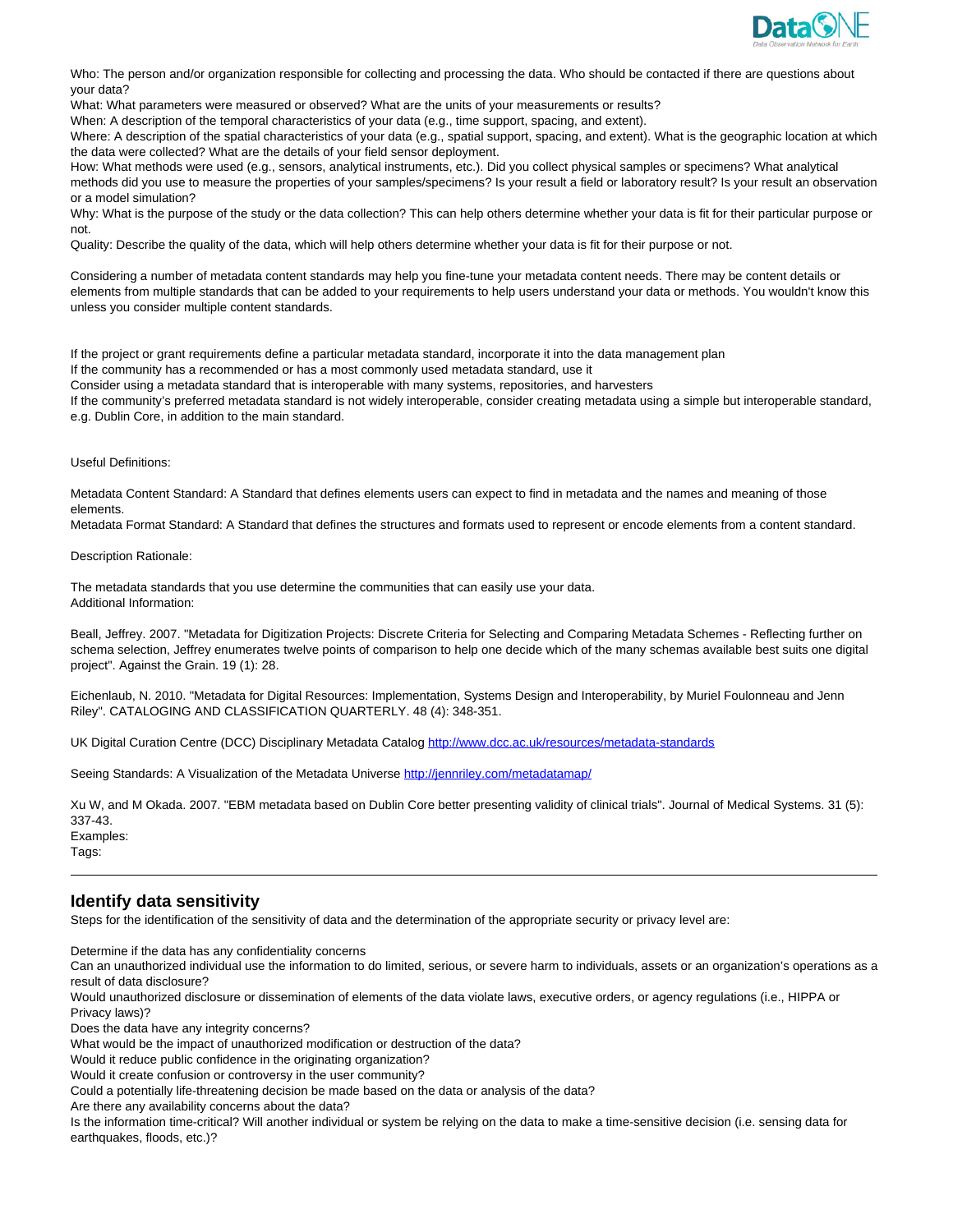Who: The person and/or organization responsible for collecting and processing the data. Who should be contacted if there are questions about your data?
What: What parameters were measured or observed? What are the units of your measurements or results?
When: A description of the temporal characteristics of your data (e.g., time support, spacing, and extent).
Where: A description of the spatial characteristics of your data (e.g., spatial support, spacing, and extent). What is the geographic location at which the data were collected? What are the details of your field sensor deployment.
How: What methods were used (e.g., sensors, analytical instruments, etc.). Did you collect physical samples or specimens? What analytical methods did you use to measure the properties of your samples/specimens? Is your result a field or laboratory result? Is your result an observation or a model simulation?
Why: What is the purpose of the study or the data collection? This can help others determine whether your data is fit for their particular purpose or not.
Quality: Describe the quality of the data, which will help others determine whether your data is fit for their purpose or not.

Considering a number of metadata content standards may help you fine-tune your metadata content needs. There may be content details or elements from multiple standards that can be added to your requirements to help users understand your data or methods. You wouldn't know this unless you consider multiple content standards.

If the project or grant requirements define a particular metadata standard, incorporate it into the data management plan
If the community has a recommended or has a most commonly used metadata standard, use it
Consider using a metadata standard that is interoperable with many systems, repositories, and harvesters
If the community's preferred metadata standard is not widely interoperable, consider creating metadata using a simple but interoperable standard, e.g. Dublin Core, in addition to the main standard.

Useful Definitions:

Metadata Content Standard: A Standard that defines elements users can expect to find in metadata and the names and meaning of those elements.
Metadata Format Standard: A Standard that defines the structures and formats used to represent or encode elements from a content standard.

Description Rationale:

The metadata standards that you use determine the communities that can easily use your data.
Additional Information:

Beall, Jeffrey. 2007. "Metadata for Digitization Projects: Discrete Criteria for Selecting and Comparing Metadata Schemes - Reflecting further on schema selection, Jeffrey enumerates twelve points of comparison to help one decide which of the many schemas available best suits one digital project". Against the Grain. 19 (1): 28.

Eichenlaub, N. 2010. "Metadata for Digital Resources: Implementation, Systems Design and Interoperability, by Muriel Foulonneau and Jenn Riley". CATALOGING AND CLASSIFICATION QUARTERLY. 48 (4): 348-351.

UK Digital Curation Centre (DCC) Disciplinary Metadata Catalog http://www.dcc.ac.uk/resources/metadata-standards

Seeing Standards: A Visualization of the Metadata Universe http://jennriley.com/metadatamap/

Xu W, and M Okada. 2007. "EBM metadata based on Dublin Core better presenting validity of clinical trials". Journal of Medical Systems. 31 (5): 337-43.
Examples:
Tags:

---

## Identify data sensitivity

Steps for the identification of the sensitivity of data and the determination of the appropriate security or privacy level are:

Determine if the data has any confidentiality concerns
Can an unauthorized individual use the information to do limited, serious, or severe harm to individuals, assets or an organization's operations as a result of data disclosure?
Would unauthorized disclosure or dissemination of elements of the data violate laws, executive orders, or agency regulations (i.e., HIPPA or Privacy laws)?
Does the data have any integrity concerns?
What would be the impact of unauthorized modification or destruction of the data?
Would it reduce public confidence in the originating organization?
Would it create confusion or controversy in the user community?
Could a potentially life-threatening decision be made based on the data or analysis of the data?
Are there any availability concerns about the data?
Is the information time-critical? Will another individual or system be relying on the data to make a time-sensitive decision (i.e. sensing data for earthquakes, floods, etc.)?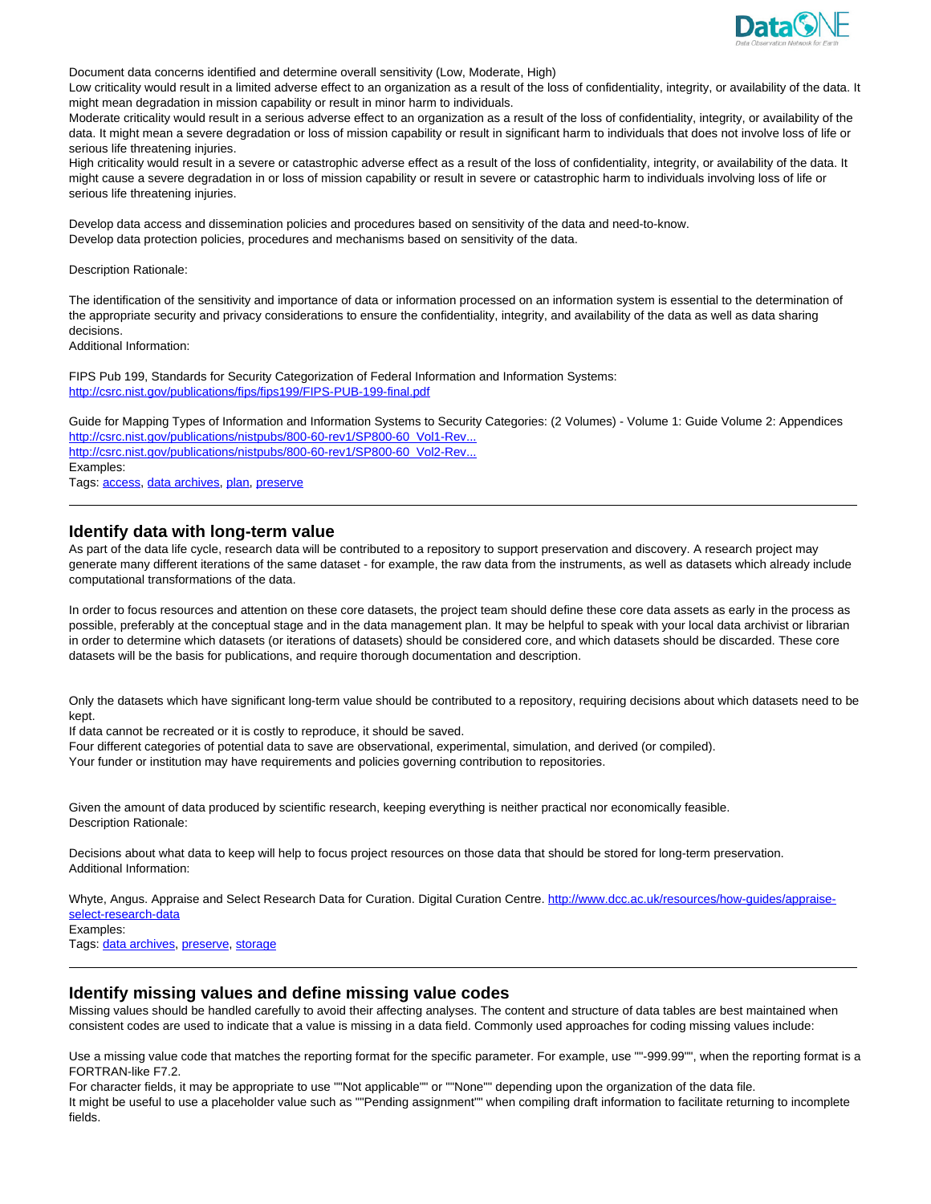Document data concerns identified and determine overall sensitivity (Low, Moderate, High)

Low criticality would result in a limited adverse effect to an organization as a result of the loss of confidentiality, integrity, or availability of the data. It might mean degradation in mission capability or result in minor harm to individuals.

Moderate criticality would result in a serious adverse effect to an organization as a result of the loss of confidentiality, integrity, or availability of the data. It might mean a severe degradation or loss of mission capability or result in significant harm to individuals that does not involve loss of life or serious life threatening injuries.

High criticality would result in a severe or catastrophic adverse effect as a result of the loss of confidentiality, integrity, or availability of the data. It might cause a severe degradation in or loss of mission capability or result in severe or catastrophic harm to individuals involving loss of life or serious life threatening injuries.

Develop data access and dissemination policies and procedures based on sensitivity of the data and need-to-know.
Develop data protection policies, procedures and mechanisms based on sensitivity of the data.

Description Rationale:

The identification of the sensitivity and importance of data or information processed on an information system is essential to the determination of the appropriate security and privacy considerations to ensure the confidentiality, integrity, and availability of the data as well as data sharing decisions.
Additional Information:

FIPS Pub 199, Standards for Security Categorization of Federal Information and Information Systems:
[http://csrc.nist.gov/publications/fips/fips199/FIPS-PUB-199-final.pdf](http://csrc.nist.gov/publications/fips/fips199/FIPS-PUB-199-final.pdf)

Guide for Mapping Types of Information and Information Systems to Security Categories: (2 Volumes) - Volume 1: Guide Volume 2: Appendices
http://csrc.nist.gov/publications/nistpubs/800-60-rev1/SP800-60_Vol1-Rev...
http://csrc.nist.gov/publications/nistpubs/800-60-rev1/SP800-60_Vol2-Rev...
Examples:
Tags: access, data archives, plan, preserve

---

## Identify data with long-term value

As part of the data life cycle, research data will be contributed to a repository to support preservation and discovery. A research project may generate many different iterations of the same dataset - for example, the raw data from the instruments, as well as datasets which already include computational transformations of the data.

In order to focus resources and attention on these core datasets, the project team should define these core data assets as early in the process as possible, preferably at the conceptual stage and in the data management plan. It may be helpful to speak with your local data archivist or librarian in order to determine which datasets (or iterations of datasets) should be considered core, and which datasets should be discarded. These core datasets will be the basis for publications, and require thorough documentation and description.

Only the datasets which have significant long-term value should be contributed to a repository, requiring decisions about which datasets need to be kept.
If data cannot be recreated or it is costly to reproduce, it should be saved.
Four different categories of potential data to save are observational, experimental, simulation, and derived (or compiled).
Your funder or institution may have requirements and policies governing contribution to repositories.

Given the amount of data produced by scientific research, keeping everything is neither practical nor economically feasible.
Description Rationale:

Decisions about what data to keep will help to focus project resources on those data that should be stored for long-term preservation.
Additional Information:

Whyte, Angus. Appraise and Select Research Data for Curation. Digital Curation Centre. [http://www.dcc.ac.uk/resources/how-guides/appraise-select-research-data](http://www.dcc.ac.uk/resources/how-guides/appraise-select-research-data)
Examples:
Tags: data archives, preserve, storage

---

## Identify missing values and define missing value codes

Missing values should be handled carefully to avoid their affecting analyses. The content and structure of data tables are best maintained when consistent codes are used to indicate that a value is missing in a data field. Commonly used approaches for coding missing values include:

Use a missing value code that matches the reporting format for the specific parameter. For example, use ""-999.99"", when the reporting format is a FORTRAN-like F7.2.
For character fields, it may be appropriate to use ""Not applicable"" or ""None"" depending upon the organization of the data file.
It might be useful to use a placeholder value such as ""Pending assignment"" when compiling draft information to facilitate returning to incomplete fields.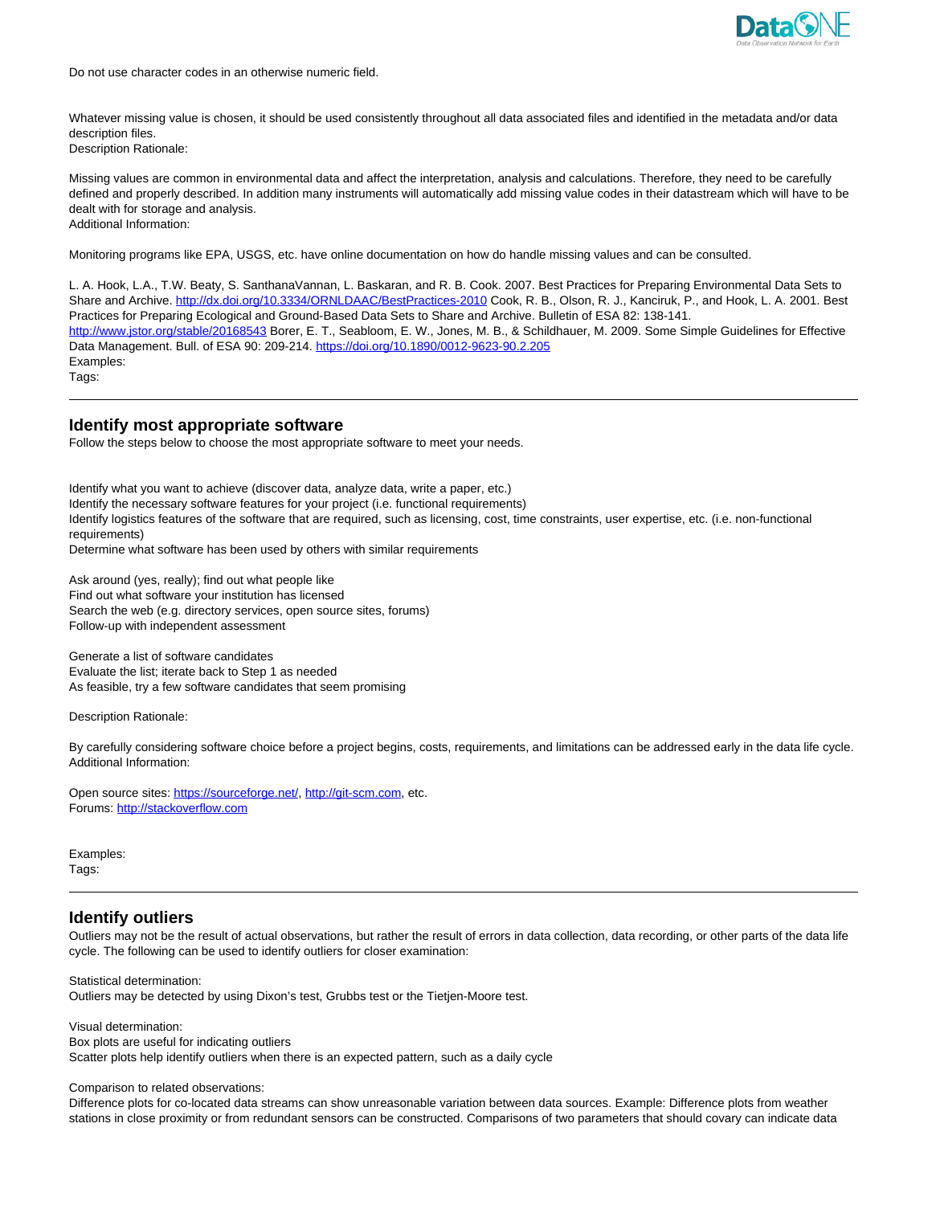Do not use character codes in an otherwise numeric field.

Whatever missing value is chosen, it should be used consistently throughout all data associated files and identified in the metadata and/or data description files.
Description Rationale:

Missing values are common in environmental data and affect the interpretation, analysis and calculations. Therefore, they need to be carefully defined and properly described. In addition many instruments will automatically add missing value codes in their datastream which will have to be dealt with for storage and analysis.
Additional Information:

Monitoring programs like EPA, USGS, etc. have online documentation on how do handle missing values and can be consulted.

L. A. Hook, L.A., T.W. Beaty, S. SanthanaVannan, L. Baskaran, and R. B. Cook. 2007. Best Practices for Preparing Environmental Data Sets to Share and Archive. http://dx.doi.org/10.3334/ORNLDAAC/BestPractices-2010 Cook, R. B., Olson, R. J., Kanciruk, P., and Hook, L. A. 2001. Best Practices for Preparing Ecological and Ground-Based Data Sets to Share and Archive. Bulletin of ESA 82: 138-141. http://www.jstor.org/stable/20168543 Borer, E. T., Seabloom, E. W., Jones, M. B., & Schildhauer, M. 2009. Some Simple Guidelines for Effective Data Management. Bull. of ESA 90: 209-214. https://doi.org/10.1890/0012-9623-90.2.205
Examples:
Tags:

---

## Identify most appropriate software

Follow the steps below to choose the most appropriate software to meet your needs.

Identify what you want to achieve (discover data, analyze data, write a paper, etc.)
Identify the necessary software features for your project (i.e. functional requirements)
Identify logistics features of the software that are required, such as licensing, cost, time constraints, user expertise, etc. (i.e. non-functional requirements)
Determine what software has been used by others with similar requirements

Ask around (yes, really); find out what people like
Find out what software your institution has licensed
Search the web (e.g. directory services, open source sites, forums)
Follow-up with independent assessment

Generate a list of software candidates
Evaluate the list; iterate back to Step 1 as needed
As feasible, try a few software candidates that seem promising

Description Rationale:

By carefully considering software choice before a project begins, costs, requirements, and limitations can be addressed early in the data life cycle.
Additional Information:

Open source sites: https://sourceforge.net/, http://git-scm.com, etc.
Forums: http://stackoverflow.com

Examples:
Tags:

---

## Identify outliers

Outliers may not be the result of actual observations, but rather the result of errors in data collection, data recording, or other parts of the data life cycle. The following can be used to identify outliers for closer examination:

Statistical determination:
Outliers may be detected by using Dixon's test, Grubbs test or the Tietjen-Moore test.

Visual determination:
Box plots are useful for indicating outliers
Scatter plots help identify outliers when there is an expected pattern, such as a daily cycle

Comparison to related observations:
Difference plots for co-located data streams can show unreasonable variation between data sources. Example: Difference plots from weather stations in close proximity or from redundant sensors can be constructed. Comparisons of two parameters that should covary can indicate data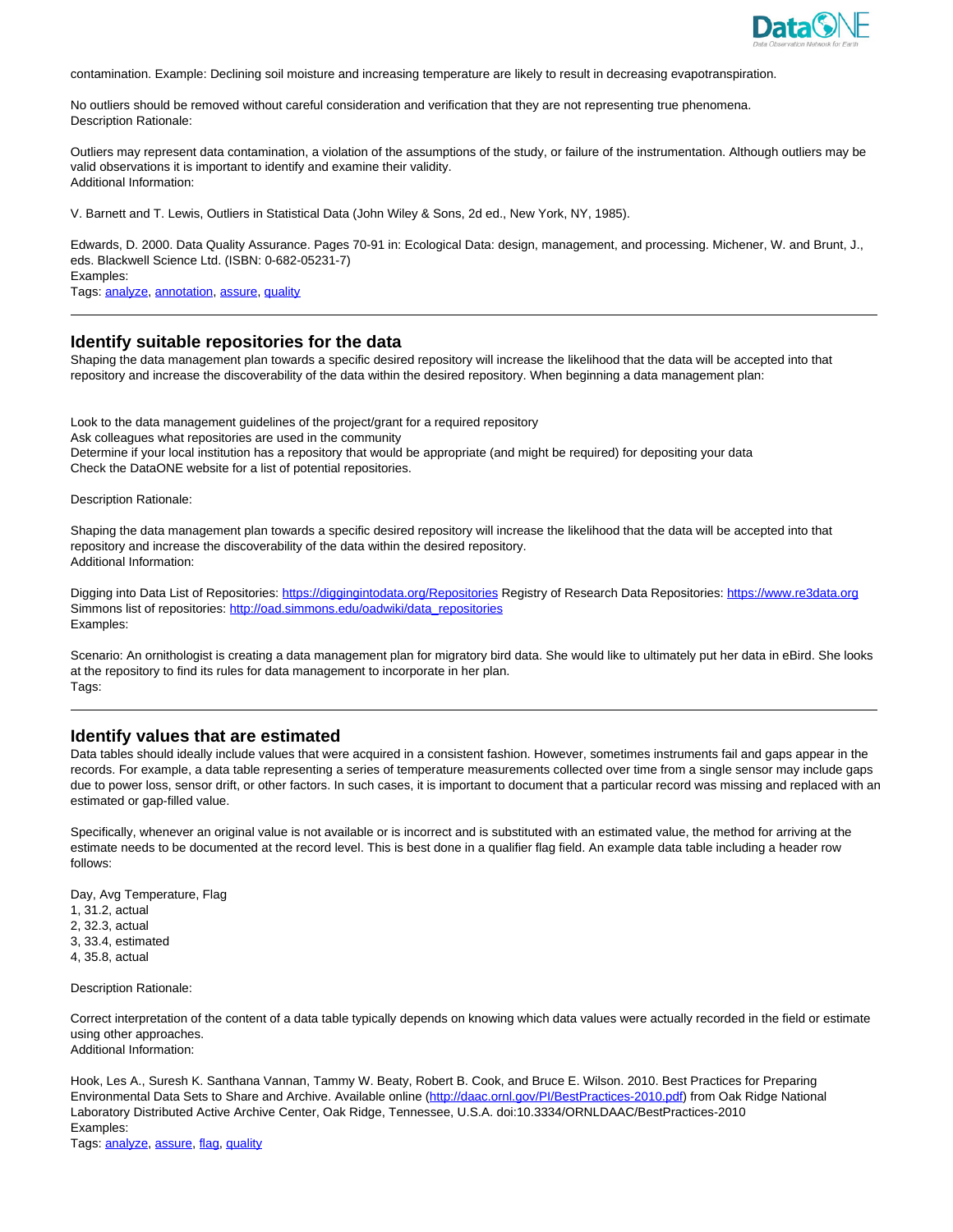contamination. Example: Declining soil moisture and increasing temperature are likely to result in decreasing evapotranspiration.

No outliers should be removed without careful consideration and verification that they are not representing true phenomena.
Description Rationale:

Outliers may represent data contamination, a violation of the assumptions of the study, or failure of the instrumentation. Although outliers may be valid observations it is important to identify and examine their validity.
Additional Information:

V. Barnett and T. Lewis, Outliers in Statistical Data (John Wiley & Sons, 2d ed., New York, NY, 1985).

Edwards, D. 2000. Data Quality Assurance. Pages 70-91 in: Ecological Data: design, management, and processing. Michener, W. and Brunt, J., eds. Blackwell Science Ltd. (ISBN: 0-682-05231-7)
Examples:
Tags: analyze, annotation, assure, quality

---

## Identify suitable repositories for the data

Shaping the data management plan towards a specific desired repository will increase the likelihood that the data will be accepted into that repository and increase the discoverability of the data within the desired repository. When beginning a data management plan:

Look to the data management guidelines of the project/grant for a required repository
Ask colleagues what repositories are used in the community
Determine if your local institution has a repository that would be appropriate (and might be required) for depositing your data
Check the DataONE website for a list of potential repositories.

Description Rationale:

Shaping the data management plan towards a specific desired repository will increase the likelihood that the data will be accepted into that repository and increase the discoverability of the data within the desired repository.
Additional Information:

Digging into Data List of Repositories: https://diggingintodata.org/Repositories Registry of Research Data Repositories: https://www.re3data.org
Simmons list of repositories: http://oad.simmons.edu/oadwiki/data_repositories
Examples:

Scenario: An ornithologist is creating a data management plan for migratory bird data. She would like to ultimately put her data in eBird. She looks at the repository to find its rules for data management to incorporate in her plan.
Tags:

---

## Identify values that are estimated

Data tables should ideally include values that were acquired in a consistent fashion. However, sometimes instruments fail and gaps appear in the records. For example, a data table representing a series of temperature measurements collected over time from a single sensor may include gaps due to power loss, sensor drift, or other factors. In such cases, it is important to document that a particular record was missing and replaced with an estimated or gap-filled value.

Specifically, whenever an original value is not available or is incorrect and is substituted with an estimated value, the method for arriving at the estimate needs to be documented at the record level. This is best done in a qualifier flag field. An example data table including a header row follows:

Day, Avg Temperature, Flag
1, 31.2, actual
2, 32.3, actual
3, 33.4, estimated
4, 35.8, actual

Description Rationale:

Correct interpretation of the content of a data table typically depends on knowing which data values were actually recorded in the field or estimate using other approaches.
Additional Information:

Hook, Les A., Suresh K. Santhana Vannan, Tammy W. Beaty, Robert B. Cook, and Bruce E. Wilson. 2010. Best Practices for Preparing Environmental Data Sets to Share and Archive. Available online (http://daac.ornl.gov/PI/BestPractices-2010.pdf) from Oak Ridge National Laboratory Distributed Active Archive Center, Oak Ridge, Tennessee, U.S.A. doi:10.3334/ORNLDAAC/BestPractices-2010
Examples:
Tags: analyze, assure, flag, quality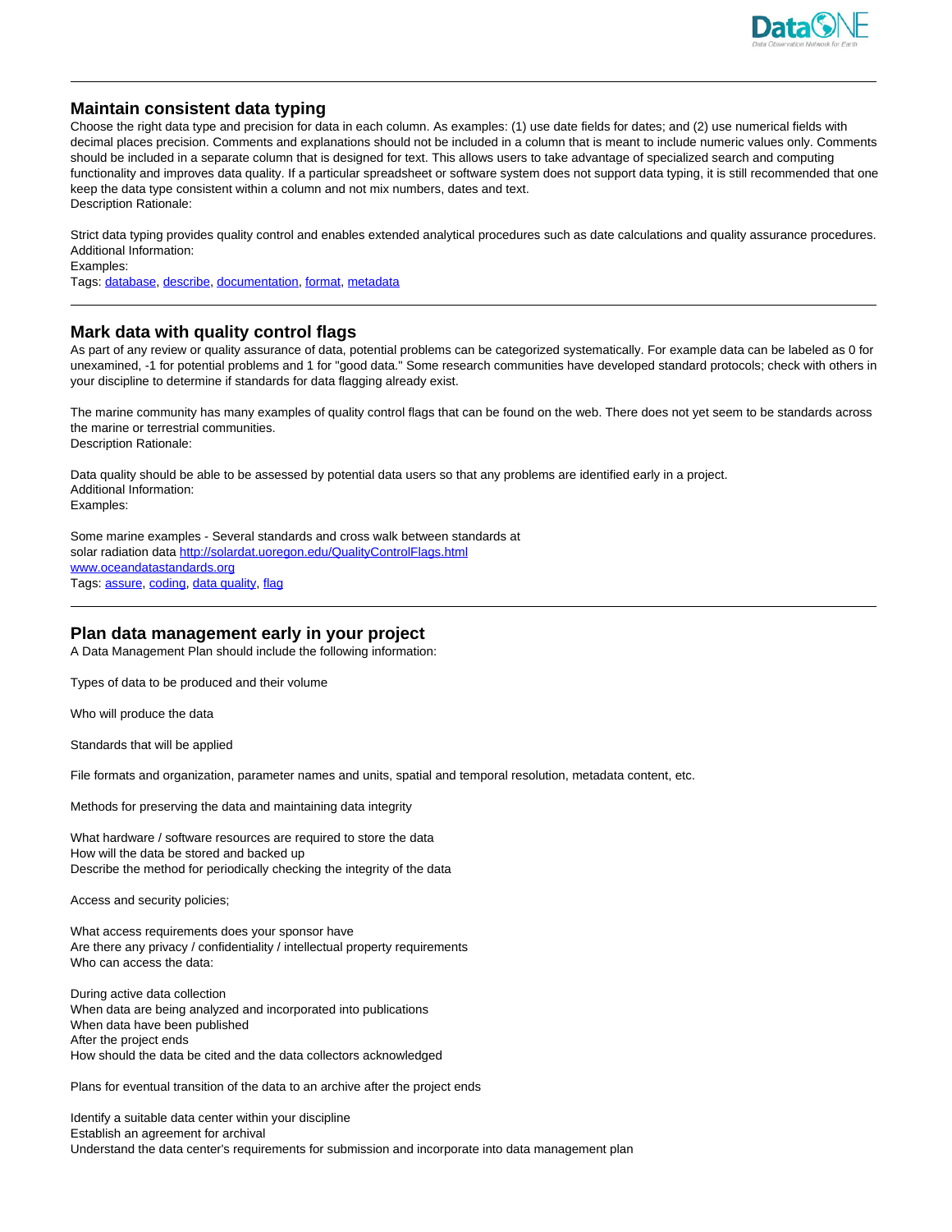## Maintain consistent data typing

Choose the right data type and precision for data in each column. As examples: (1) use date fields for dates; and (2) use numerical fields with decimal places precision. Comments and explanations should not be included in a column that is meant to include numeric values only. Comments should be included in a separate column that is designed for text. This allows users to take advantage of specialized search and computing functionality and improves data quality. If a particular spreadsheet or software system does not support data typing, it is still recommended that one keep the data type consistent within a column and not mix numbers, dates and text.

Description Rationale:

Strict data typing provides quality control and enables extended analytical procedures such as date calculations and quality assurance procedures.

Additional Information:

Examples:

Tags: [database](), [describe](), [documentation](), [format](), [metadata]()

---

## Mark data with quality control flags

As part of any review or quality assurance of data, potential problems can be categorized systematically. For example data can be labeled as 0 for unexamined, -1 for potential problems and 1 for "good data." Some research communities have developed standard protocols; check with others in your discipline to determine if standards for data flagging already exist.

The marine community has many examples of quality control flags that can be found on the web. There does not yet seem to be standards across the marine or terrestrial communities.

Description Rationale:

Data quality should be able to be assessed by potential data users so that any problems are identified early in a project.

Additional Information:

Examples:

Some marine examples - Several standards and cross walk between standards at
solar radiation data [http://solardat.uoregon.edu/QualityControlFlags.html](http://solardat.uoregon.edu/QualityControlFlags.html)
[www.oceandatastandards.org](www.oceandatastandards.org)

Tags: [assure](), [coding](), [data quality](), [flag]()

---

## Plan data management early in your project

A Data Management Plan should include the following information:

Types of data to be produced and their volume

Who will produce the data

Standards that will be applied

File formats and organization, parameter names and units, spatial and temporal resolution, metadata content, etc.

Methods for preserving the data and maintaining data integrity

What hardware / software resources are required to store the data
How will the data be stored and backed up
Describe the method for periodically checking the integrity of the data

Access and security policies;

What access requirements does your sponsor have
Are there any privacy / confidentiality / intellectual property requirements
Who can access the data:

During active data collection
When data are being analyzed and incorporated into publications
When data have been published
After the project ends
How should the data be cited and the data collectors acknowledged

Plans for eventual transition of the data to an archive after the project ends

Identify a suitable data center within your discipline
Establish an agreement for archival
Understand the data center's requirements for submission and incorporate into data management plan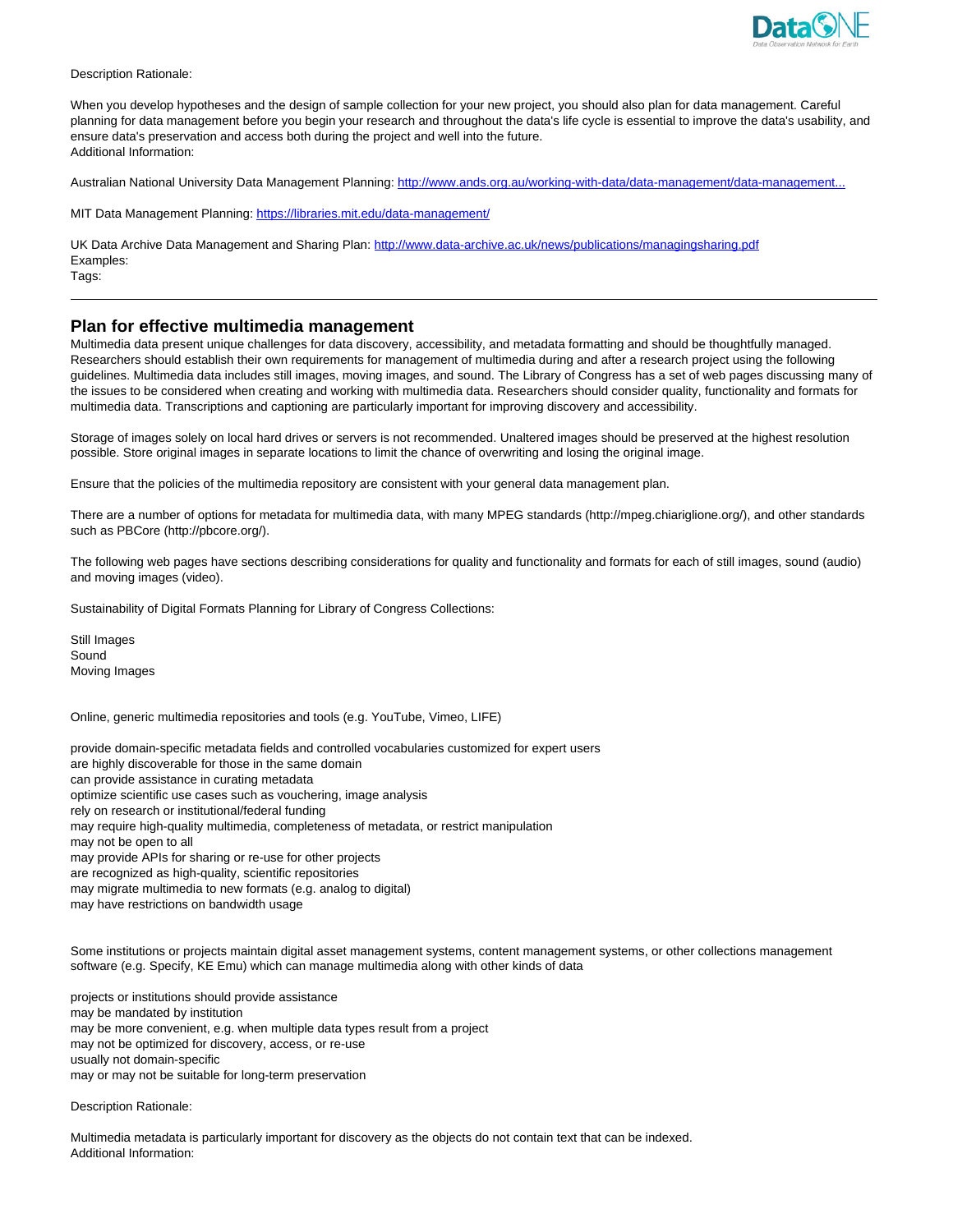Description Rationale:

When you develop hypotheses and the design of sample collection for your new project, you should also plan for data management. Careful planning for data management before you begin your research and throughout the data's life cycle is essential to improve the data's usability, and ensure data's preservation and access both during the project and well into the future.

Additional Information:

Australian National University Data Management Planning: [http://www.ands.org.au/working-with-data/data-management/data-management...](http://www.ands.org.au/working-with-data/data-management/data-management...)

MIT Data Management Planning: [https://libraries.mit.edu/data-management/](https://libraries.mit.edu/data-management/)

UK Data Archive Data Management and Sharing Plan: [http://www.data-archive.ac.uk/news/publications/managingsharing.pdf](http://www.data-archive.ac.uk/news/publications/managingsharing.pdf)

Examples:

Tags:

---

## Plan for effective multimedia management

Multimedia data present unique challenges for data discovery, accessibility, and metadata formatting and should be thoughtfully managed. Researchers should establish their own requirements for management of multimedia during and after a research project using the following guidelines. Multimedia data includes still images, moving images, and sound. The Library of Congress has a set of web pages discussing many of the issues to be considered when creating and working with multimedia data. Researchers should consider quality, functionality and formats for multimedia data. Transcriptions and captioning are particularly important for improving discovery and accessibility.

Storage of images solely on local hard drives or servers is not recommended. Unaltered images should be preserved at the highest resolution possible. Store original images in separate locations to limit the chance of overwriting and losing the original image.

Ensure that the policies of the multimedia repository are consistent with your general data management plan.

There are a number of options for metadata for multimedia data, with many MPEG standards (http://mpeg.chiariglione.org/), and other standards such as PBCore (http://pbcore.org/).

The following web pages have sections describing considerations for quality and functionality and formats for each of still images, sound (audio) and moving images (video).

Sustainability of Digital Formats Planning for Library of Congress Collections:

Still Images
Sound
Moving Images

Online, generic multimedia repositories and tools (e.g. YouTube, Vimeo, LIFE)

provide domain-specific metadata fields and controlled vocabularies customized for expert users
are highly discoverable for those in the same domain
can provide assistance in curating metadata
optimize scientific use cases such as vouchering, image analysis
rely on research or institutional/federal funding
may require high-quality multimedia, completeness of metadata, or restrict manipulation
may not be open to all
may provide APIs for sharing or re-use for other projects
are recognized as high-quality, scientific repositories
may migrate multimedia to new formats (e.g. analog to digital)
may have restrictions on bandwidth usage

Some institutions or projects maintain digital asset management systems, content management systems, or other collections management software (e.g. Specify, KE Emu) which can manage multimedia along with other kinds of data

projects or institutions should provide assistance
may be mandated by institution
may be more convenient, e.g. when multiple data types result from a project
may not be optimized for discovery, access, or re-use
usually not domain-specific
may or may not be suitable for long-term preservation

Description Rationale:

Multimedia metadata is particularly important for discovery as the objects do not contain text that can be indexed.

Additional Information: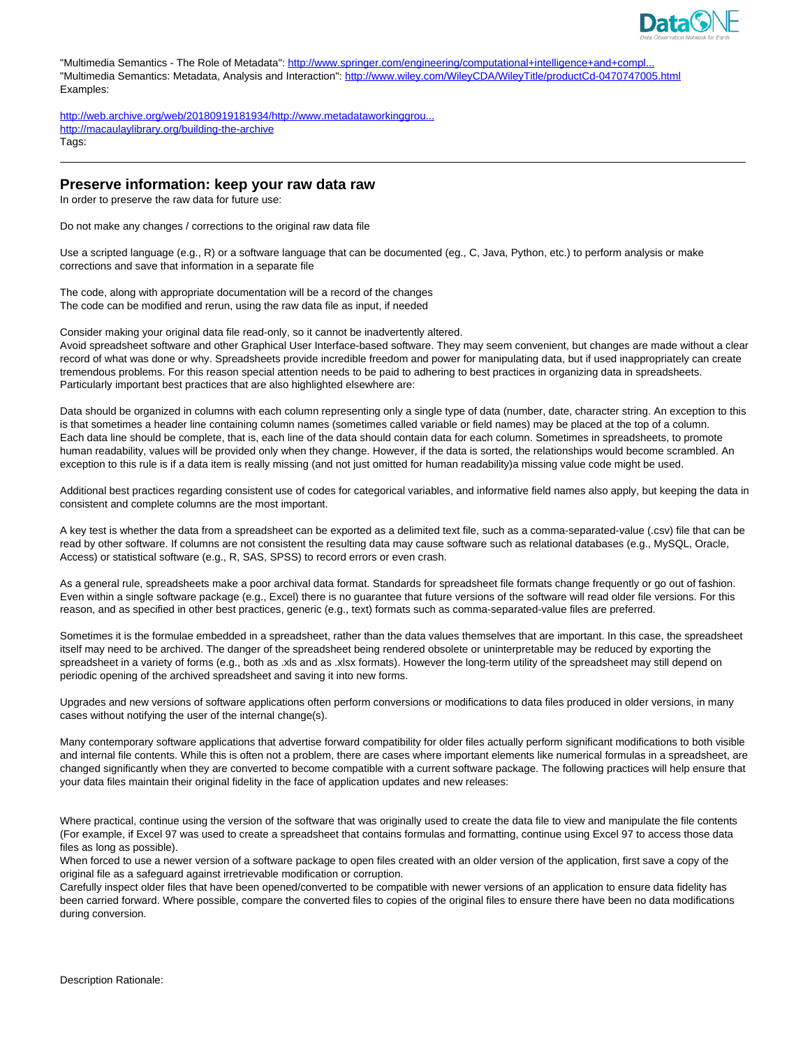"Multimedia Semantics - The Role of Metadata": http://www.springer.com/engineering/computational+intelligence+and+compl...
"Multimedia Semantics: Metadata, Analysis and Interaction": http://www.wiley.com/WileyCDA/WileyTitle/productCd-0470747005.html
Examples:

http://web.archive.org/web/20180919181934/http://www.metadataworkinggrou...
http://macaulaylibrary.org/building-the-archive
Tags:

---

## Preserve information: keep your raw data raw

In order to preserve the raw data for future use:

Do not make any changes / corrections to the original raw data file

Use a scripted language (e.g., R) or a software language that can be documented (eg., C, Java, Python, etc.) to perform analysis or make corrections and save that information in a separate file

The code, along with appropriate documentation will be a record of the changes
The code can be modified and rerun, using the raw data file as input, if needed

Consider making your original data file read-only, so it cannot be inadvertently altered.
Avoid spreadsheet software and other Graphical User Interface-based software. They may seem convenient, but changes are made without a clear record of what was done or why. Spreadsheets provide incredible freedom and power for manipulating data, but if used inappropriately can create tremendous problems. For this reason special attention needs to be paid to adhering to best practices in organizing data in spreadsheets. Particularly important best practices that are also highlighted elsewhere are:

Data should be organized in columns with each column representing only a single type of data (number, date, character string. An exception to this is that sometimes a header line containing column names (sometimes called variable or field names) may be placed at the top of a column.
Each data line should be complete, that is, each line of the data should contain data for each column. Sometimes in spreadsheets, to promote human readability, values will be provided only when they change. However, if the data is sorted, the relationships would become scrambled. An exception to this rule is if a data item is really missing (and not just omitted for human readability)a missing value code might be used.

Additional best practices regarding consistent use of codes for categorical variables, and informative field names also apply, but keeping the data in consistent and complete columns are the most important.

A key test is whether the data from a spreadsheet can be exported as a delimited text file, such as a comma-separated-value (.csv) file that can be read by other software. If columns are not consistent the resulting data may cause software such as relational databases (e.g., MySQL, Oracle, Access) or statistical software (e.g., R, SAS, SPSS) to record errors or even crash.

As a general rule, spreadsheets make a poor archival data format. Standards for spreadsheet file formats change frequently or go out of fashion. Even within a single software package (e.g., Excel) there is no guarantee that future versions of the software will read older file versions. For this reason, and as specified in other best practices, generic (e.g., text) formats such as comma-separated-value files are preferred.

Sometimes it is the formulae embedded in a spreadsheet, rather than the data values themselves that are important. In this case, the spreadsheet itself may need to be archived. The danger of the spreadsheet being rendered obsolete or uninterpretable may be reduced by exporting the spreadsheet in a variety of forms (e.g., both as .xls and as .xlsx formats). However the long-term utility of the spreadsheet may still depend on periodic opening of the archived spreadsheet and saving it into new forms.

Upgrades and new versions of software applications often perform conversions or modifications to data files produced in older versions, in many cases without notifying the user of the internal change(s).

Many contemporary software applications that advertise forward compatibility for older files actually perform significant modifications to both visible and internal file contents. While this is often not a problem, there are cases where important elements like numerical formulas in a spreadsheet, are changed significantly when they are converted to become compatible with a current software package. The following practices will help ensure that your data files maintain their original fidelity in the face of application updates and new releases:

Where practical, continue using the version of the software that was originally used to create the data file to view and manipulate the file contents (For example, if Excel 97 was used to create a spreadsheet that contains formulas and formatting, continue using Excel 97 to access those data files as long as possible).
When forced to use a newer version of a software package to open files created with an older version of the application, first save a copy of the original file as a safeguard against irretrievable modification or corruption.
Carefully inspect older files that have been opened/converted to be compatible with newer versions of an application to ensure data fidelity has been carried forward. Where possible, compare the converted files to copies of the original files to ensure there have been no data modifications during conversion.

Description Rationale: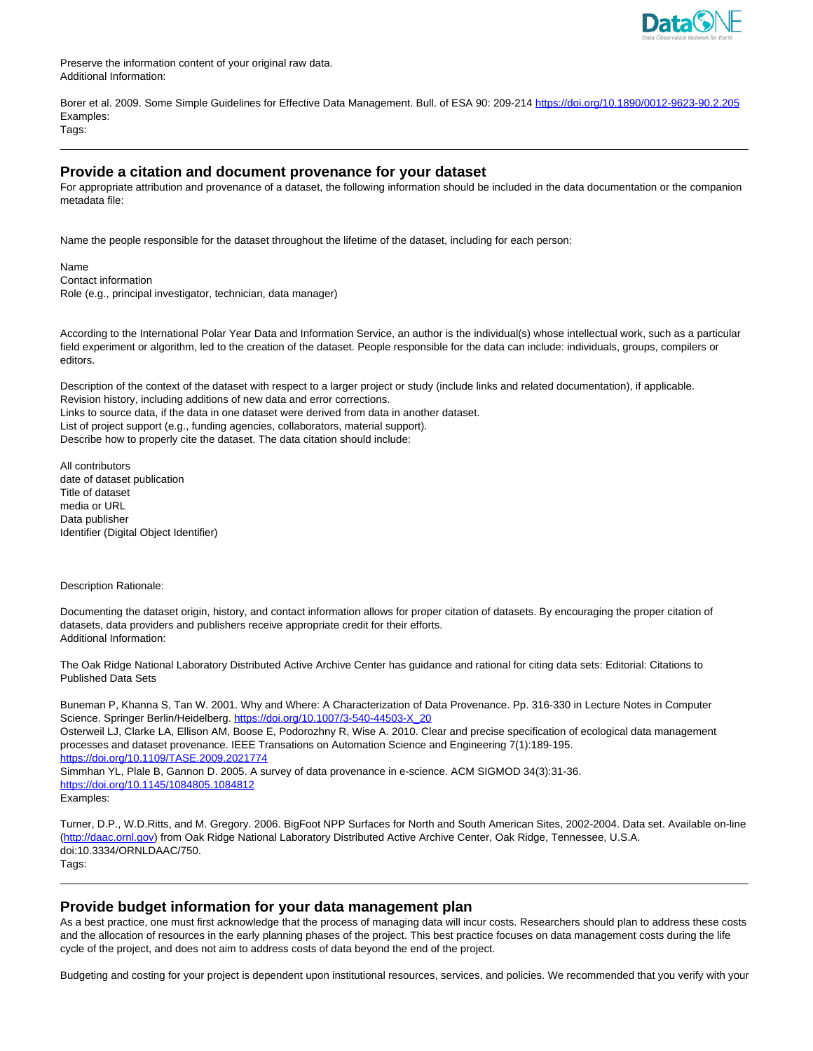Preserve the information content of your original raw data.
Additional Information:

Borer et al. 2009. Some Simple Guidelines for Effective Data Management. Bull. of ESA 90: 209-214 https://doi.org/10.1890/0012-9623-90.2.205
Examples:
Tags:

---

## Provide a citation and document provenance for your dataset

For appropriate attribution and provenance of a dataset, the following information should be included in the data documentation or the companion metadata file:

Name the people responsible for the dataset throughout the lifetime of the dataset, including for each person:

Name
Contact information
Role (e.g., principal investigator, technician, data manager)

According to the International Polar Year Data and Information Service, an author is the individual(s) whose intellectual work, such as a particular field experiment or algorithm, led to the creation of the dataset. People responsible for the data can include: individuals, groups, compilers or editors.

Description of the context of the dataset with respect to a larger project or study (include links and related documentation), if applicable.
Revision history, including additions of new data and error corrections.
Links to source data, if the data in one dataset were derived from data in another dataset.
List of project support (e.g., funding agencies, collaborators, material support).
Describe how to properly cite the dataset. The data citation should include:

All contributors
date of dataset publication
Title of dataset
media or URL
Data publisher
Identifier (Digital Object Identifier)

Description Rationale:

Documenting the dataset origin, history, and contact information allows for proper citation of datasets. By encouraging the proper citation of datasets, data providers and publishers receive appropriate credit for their efforts.
Additional Information:

The Oak Ridge National Laboratory Distributed Active Archive Center has guidance and rational for citing data sets: Editorial: Citations to Published Data Sets

Buneman P, Khanna S, Tan W. 2001. Why and Where: A Characterization of Data Provenance. Pp. 316-330 in Lecture Notes in Computer Science. Springer Berlin/Heidelberg. https://doi.org/10.1007/3-540-44503-X_20
Osterweil LJ, Clarke LA, Ellison AM, Boose E, Podorozhny R, Wise A. 2010. Clear and precise specification of ecological data management processes and dataset provenance. IEEE Transactions on Automation Science and Engineering 7(1):189-195. https://doi.org/10.1109/TASE.2009.2021774
Simmhan YL, Plale B, Gannon D. 2005. A survey of data provenance in e-science. ACM SIGMOD 34(3):31-36. https://doi.org/10.1145/1084805.1084812
Examples:

Turner, D.P., W.D.Ritts, and M. Gregory. 2006. BigFoot NPP Surfaces for North and South American Sites, 2002-2004. Data set. Available on-line (http://daac.ornl.gov) from Oak Ridge National Laboratory Distributed Active Archive Center, Oak Ridge, Tennessee, U.S.A. doi:10.3334/ORNLDAAC/750.
Tags:

---

## Provide budget information for your data management plan

As a best practice, one must first acknowledge that the process of managing data will incur costs. Researchers should plan to address these costs and the allocation of resources in the early planning phases of the project. This best practice focuses on data management costs during the life cycle of the project, and does not aim to address costs of data beyond the end of the project.

Budgeting and costing for your project is dependent upon institutional resources, services, and policies. We recommended that you verify with your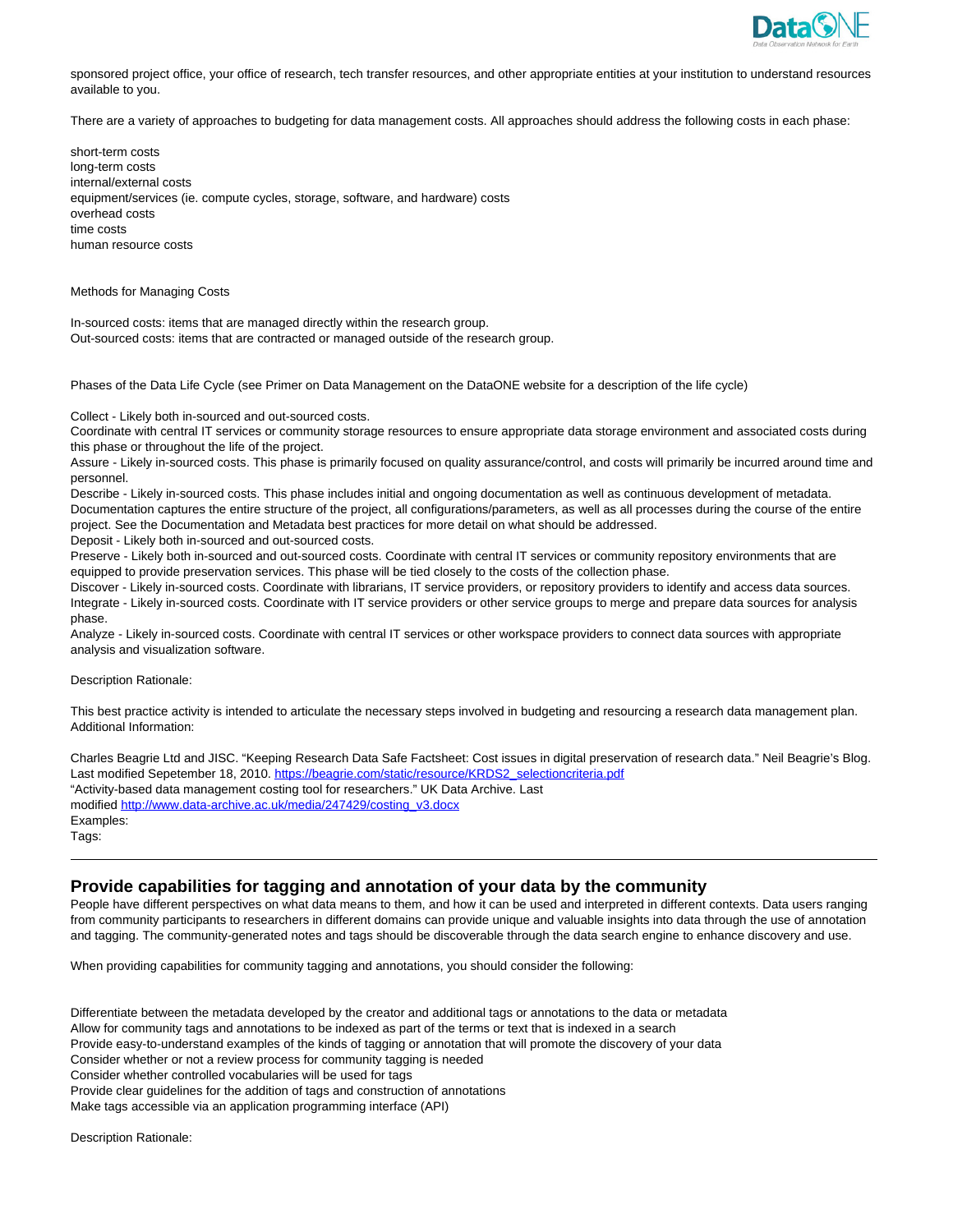sponsored project office, your office of research, tech transfer resources, and other appropriate entities at your institution to understand resources available to you.

There are a variety of approaches to budgeting for data management costs. All approaches should address the following costs in each phase:

short-term costs
long-term costs
internal/external costs
equipment/services (ie. compute cycles, storage, software, and hardware) costs
overhead costs
time costs
human resource costs

Methods for Managing Costs

In-sourced costs: items that are managed directly within the research group.
Out-sourced costs: items that are contracted or managed outside of the research group.

Phases of the Data Life Cycle (see Primer on Data Management on the DataONE website for a description of the life cycle)

Collect - Likely both in-sourced and out-sourced costs.
Coordinate with central IT services or community storage resources to ensure appropriate data storage environment and associated costs during this phase or throughout the life of the project.
Assure - Likely in-sourced costs. This phase is primarily focused on quality assurance/control, and costs will primarily be incurred around time and personnel.
Describe - Likely in-sourced costs. This phase includes initial and ongoing documentation as well as continuous development of metadata. Documentation captures the entire structure of the project, all configurations/parameters, as well as all processes during the course of the entire project. See the Documentation and Metadata best practices for more detail on what should be addressed.
Deposit - Likely both in-sourced and out-sourced costs.
Preserve - Likely both in-sourced and out-sourced costs. Coordinate with central IT services or community repository environments that are equipped to provide preservation services. This phase will be tied closely to the costs of the collection phase.
Discover - Likely in-sourced costs. Coordinate with librarians, IT service providers, or repository providers to identify and access data sources.
Integrate - Likely in-sourced costs. Coordinate with IT service providers or other service groups to merge and prepare data sources for analysis phase.
Analyze - Likely in-sourced costs. Coordinate with central IT services or other workspace providers to connect data sources with appropriate analysis and visualization software.

Description Rationale:

This best practice activity is intended to articulate the necessary steps involved in budgeting and resourcing a research data management plan.
Additional Information:

Charles Beagrie Ltd and JISC. "Keeping Research Data Safe Factsheet: Cost issues in digital preservation of research data." Neil Beagrie's Blog. Last modified Sepetember 18, 2010. https://beagrie.com/static/resource/KRDS2_selectioncriteria.pdf
"Activity-based data management costing tool for researchers." UK Data Archive. Last modified http://www.data-archive.ac.uk/media/247429/costing_v3.docx
Examples:
Tags:

---

## Provide capabilities for tagging and annotation of your data by the community

People have different perspectives on what data means to them, and how it can be used and interpreted in different contexts. Data users ranging from community participants to researchers in different domains can provide unique and valuable insights into data through the use of annotation and tagging. The community-generated notes and tags should be discoverable through the data search engine to enhance discovery and use.

When providing capabilities for community tagging and annotations, you should consider the following:

Differentiate between the metadata developed by the creator and additional tags or annotations to the data or metadata
Allow for community tags and annotations to be indexed as part of the terms or text that is indexed in a search
Provide easy-to-understand examples of the kinds of tagging or annotation that will promote the discovery of your data
Consider whether or not a review process for community tagging is needed
Consider whether controlled vocabularies will be used for tags
Provide clear guidelines for the addition of tags and construction of annotations
Make tags accessible via an application programming interface (API)

Description Rationale: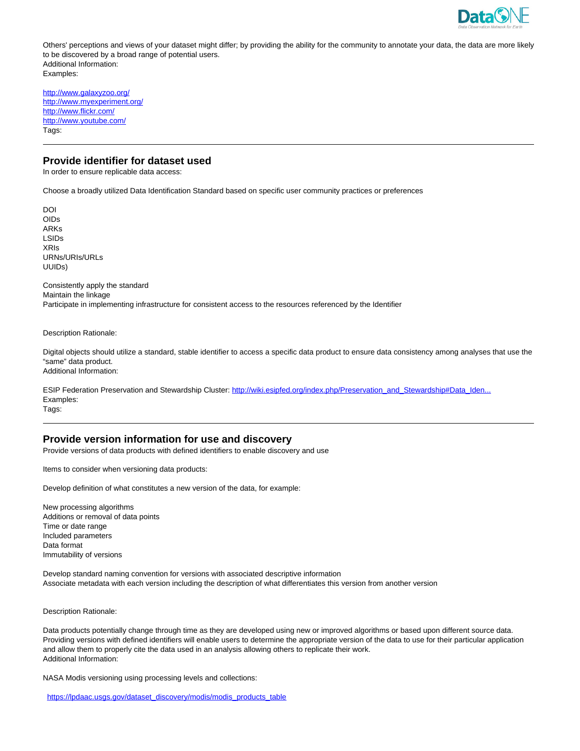Others' perceptions and views of your dataset might differ; by providing the ability for the community to annotate your data, the data are more likely to be discovered by a broad range of potential users.
Additional Information:
Examples:

http://www.galaxyzoo.org/
http://www.myexperiment.org/
http://www.flickr.com/
http://www.youtube.com/
Tags:

---

## Provide identifier for dataset used

In order to ensure replicable data access:

Choose a broadly utilized Data Identification Standard based on specific user community practices or preferences

DOI
OIDs
ARKs
LSIDs
XRIs
URNs/URIs/URLs
UUIDs)

Consistently apply the standard
Maintain the linkage
Participate in implementing infrastructure for consistent access to the resources referenced by the Identifier

Description Rationale:

Digital objects should utilize a standard, stable identifier to access a specific data product to ensure data consistency among analyses that use the "same" data product.
Additional Information:

ESIP Federation Preservation and Stewardship Cluster: http://wiki.esipfed.org/index.php/Preservation_and_Stewardship#Data_Iden...
Examples:
Tags:

---

## Provide version information for use and discovery

Provide versions of data products with defined identifiers to enable discovery and use

Items to consider when versioning data products:

Develop definition of what constitutes a new version of the data, for example:

New processing algorithms
Additions or removal of data points
Time or date range
Included parameters
Data format
Immutability of versions

Develop standard naming convention for versions with associated descriptive information
Associate metadata with each version including the description of what differentiates this version from another version

Description Rationale:

Data products potentially change through time as they are developed using new or improved algorithms or based upon different source data. Providing versions with defined identifiers will enable users to determine the appropriate version of the data to use for their particular application and allow them to properly cite the data used in an analysis allowing others to replicate their work.
Additional Information:

NASA Modis versioning using processing levels and collections:

https://lpdaac.usgs.gov/dataset_discovery/modis/modis_products_table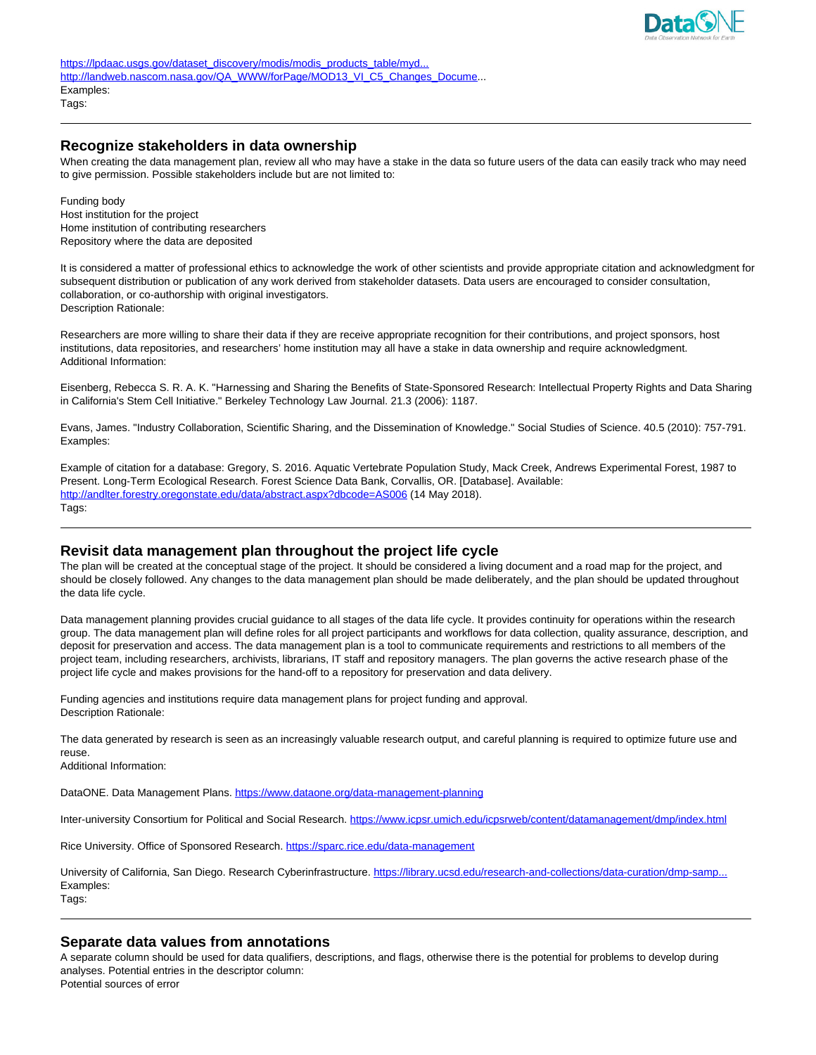[https://lpdaac.usgs.gov/dataset_discovery/modis/modis_products_table/myd...](https://lpdaac.usgs.gov/dataset_discovery/modis/modis_products_table/myd...)
[http://landweb.nascom.nasa.gov/QA_WWW/forPage/MOD13_VI_C5_Changes_Docume](http://landweb.nascom.nasa.gov/QA_WWW/forPage/MOD13_VI_C5_Changes_Docume)...
Examples:
Tags:

---

## Recognize stakeholders in data ownership

When creating the data management plan, review all who may have a stake in the data so future users of the data can easily track who may need to give permission. Possible stakeholders include but are not limited to:

Funding body
Host institution for the project
Home institution of contributing researchers
Repository where the data are deposited

It is considered a matter of professional ethics to acknowledge the work of other scientists and provide appropriate citation and acknowledgment for subsequent distribution or publication of any work derived from stakeholder datasets. Data users are encouraged to consider consultation, collaboration, or co-authorship with original investigators.
Description Rationale:

Researchers are more willing to share their data if they are receive appropriate recognition for their contributions, and project sponsors, host institutions, data repositories, and researchers' home institution may all have a stake in data ownership and require acknowledgment.
Additional Information:

Eisenberg, Rebecca S. R. A. K. "Harnessing and Sharing the Benefits of State-Sponsored Research: Intellectual Property Rights and Data Sharing in California's Stem Cell Initiative." Berkeley Technology Law Journal. 21.3 (2006): 1187.

Evans, James. "Industry Collaboration, Scientific Sharing, and the Dissemination of Knowledge." Social Studies of Science. 40.5 (2010): 757-791.
Examples:

Example of citation for a database: Gregory, S. 2016. Aquatic Vertebrate Population Study, Mack Creek, Andrews Experimental Forest, 1987 to Present. Long-Term Ecological Research. Forest Science Data Bank, Corvallis, OR. [Database]. Available: [http://andlter.forestry.oregonstate.edu/data/abstract.aspx?dbcode=AS006](http://andlter.forestry.oregonstate.edu/data/abstract.aspx?dbcode=AS006) (14 May 2018).
Tags:

---

## Revisit data management plan throughout the project life cycle

The plan will be created at the conceptual stage of the project. It should be considered a living document and a road map for the project, and should be closely followed. Any changes to the data management plan should be made deliberately, and the plan should be updated throughout the data life cycle.

Data management planning provides crucial guidance to all stages of the data life cycle. It provides continuity for operations within the research group. The data management plan will define roles for all project participants and workflows for data collection, quality assurance, description, and deposit for preservation and access. The data management plan is a tool to communicate requirements and restrictions to all members of the project team, including researchers, archivists, librarians, IT staff and repository managers. The plan governs the active research phase of the project life cycle and makes provisions for the hand-off to a repository for preservation and data delivery.

Funding agencies and institutions require data management plans for project funding and approval.
Description Rationale:

The data generated by research is seen as an increasingly valuable research output, and careful planning is required to optimize future use and reuse.
Additional Information:

DataONE. Data Management Plans. [https://www.dataone.org/data-management-planning](https://www.dataone.org/data-management-planning)

Inter-university Consortium for Political and Social Research. [https://www.icpsr.umich.edu/icpsrweb/content/datamanagement/dmp/index.html](https://www.icpsr.umich.edu/icpsrweb/content/datamanagement/dmp/index.html)

Rice University. Office of Sponsored Research. [https://sparc.rice.edu/data-management](https://sparc.rice.edu/data-management)

University of California, San Diego. Research Cyberinfrastructure. [https://library.ucsd.edu/research-and-collections/data-curation/dmp-samp...](https://library.ucsd.edu/research-and-collections/data-curation/dmp-samp...)
Examples:
Tags:

---

## Separate data values from annotations

A separate column should be used for data qualifiers, descriptions, and flags, otherwise there is the potential for problems to develop during analyses. Potential entries in the descriptor column:
Potential sources of error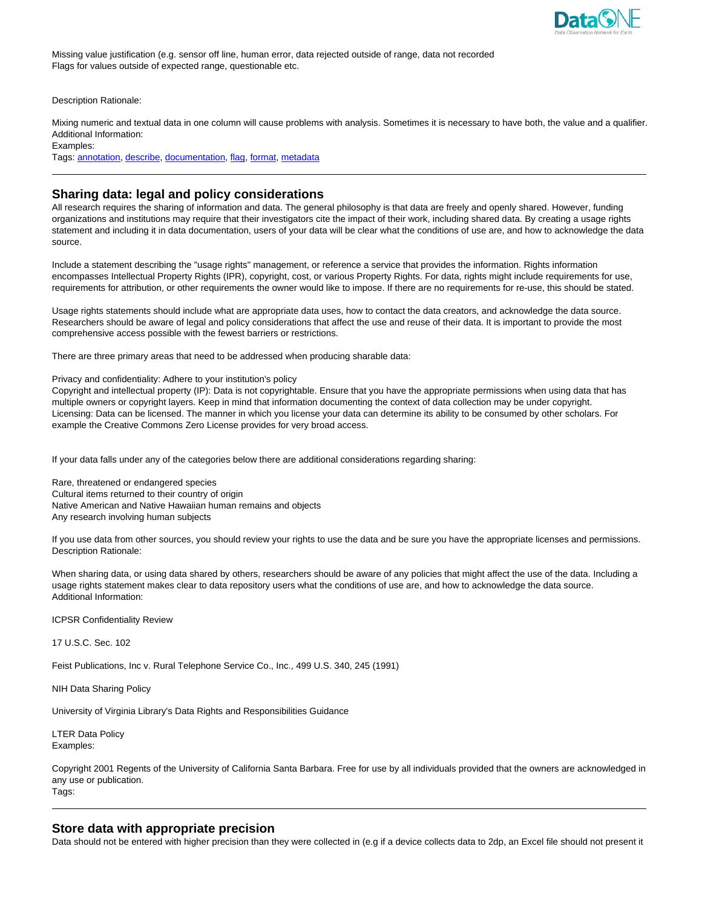Missing value justification (e.g. sensor off line, human error, data rejected outside of range, data not recorded
Flags for values outside of expected range, questionable etc.

Description Rationale:

Mixing numeric and textual data in one column will cause problems with analysis. Sometimes it is necessary to have both, the value and a qualifier.
Additional Information:
Examples:
Tags: annotation, describe, documentation, flag, format, metadata

---

## Sharing data: legal and policy considerations

All research requires the sharing of information and data. The general philosophy is that data are freely and openly shared. However, funding organizations and institutions may require that their investigators cite the impact of their work, including shared data. By creating a usage rights statement and including it in data documentation, users of your data will be clear what the conditions of use are, and how to acknowledge the data source.

Include a statement describing the "usage rights" management, or reference a service that provides the information. Rights information encompasses Intellectual Property Rights (IPR), copyright, cost, or various Property Rights. For data, rights might include requirements for use, requirements for attribution, or other requirements the owner would like to impose. If there are no requirements for re-use, this should be stated.

Usage rights statements should include what are appropriate data uses, how to contact the data creators, and acknowledge the data source. Researchers should be aware of legal and policy considerations that affect the use and reuse of their data. It is important to provide the most comprehensive access possible with the fewest barriers or restrictions.

There are three primary areas that need to be addressed when producing sharable data:

Privacy and confidentiality: Adhere to your institution's policy
Copyright and intellectual property (IP): Data is not copyrightable. Ensure that you have the appropriate permissions when using data that has multiple owners or copyright layers. Keep in mind that information documenting the context of data collection may be under copyright.
Licensing: Data can be licensed. The manner in which you license your data can determine its ability to be consumed by other scholars. For example the Creative Commons Zero License provides for very broad access.

If your data falls under any of the categories below there are additional considerations regarding sharing:

Rare, threatened or endangered species
Cultural items returned to their country of origin
Native American and Native Hawaiian human remains and objects
Any research involving human subjects

If you use data from other sources, you should review your rights to use the data and be sure you have the appropriate licenses and permissions.
Description Rationale:

When sharing data, or using data shared by others, researchers should be aware of any policies that might affect the use of the data. Including a usage rights statement makes clear to data repository users what the conditions of use are, and how to acknowledge the data source.
Additional Information:

ICPSR Confidentiality Review

17 U.S.C. Sec. 102

Feist Publications, Inc v. Rural Telephone Service Co., Inc., 499 U.S. 340, 245 (1991)

NIH Data Sharing Policy

University of Virginia Library's Data Rights and Responsibilities Guidance

LTER Data Policy
Examples:

Copyright 2001 Regents of the University of California Santa Barbara. Free for use by all individuals provided that the owners are acknowledged in any use or publication.
Tags:

---

## Store data with appropriate precision

Data should not be entered with higher precision than they were collected in (e.g if a device collects data to 2dp, an Excel file should not present it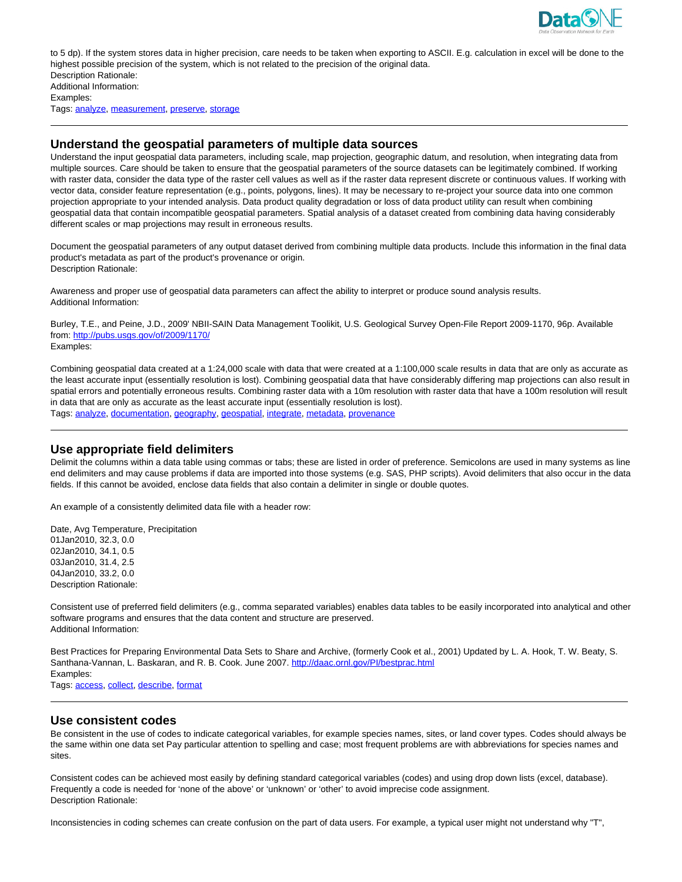to 5 dp). If the system stores data in higher precision, care needs to be taken when exporting to ASCII. E.g. calculation in excel will be done to the highest possible precision of the system, which is not related to the precision of the original data.
Description Rationale:
Additional Information:
Examples:
Tags: analyze, measurement, preserve, storage

---

## Understand the geospatial parameters of multiple data sources

Understand the input geospatial data parameters, including scale, map projection, geographic datum, and resolution, when integrating data from multiple sources. Care should be taken to ensure that the geospatial parameters of the source datasets can be legitimately combined. If working with raster data, consider the data type of the raster cell values as well as if the raster data represent discrete or continuous values. If working with vector data, consider feature representation (e.g., points, polygons, lines). It may be necessary to re-project your source data into one common projection appropriate to your intended analysis. Data product quality degradation or loss of data product utility can result when combining geospatial data that contain incompatible geospatial parameters. Spatial analysis of a dataset created from combining data having considerably different scales or map projections may result in erroneous results.

Document the geospatial parameters of any output dataset derived from combining multiple data products. Include this information in the final data product's metadata as part of the product's provenance or origin.
Description Rationale:

Awareness and proper use of geospatial data parameters can affect the ability to interpret or produce sound analysis results.
Additional Information:

Burley, T.E., and Peine, J.D., 2009' NBII-SAIN Data Management Toolkit, U.S. Geological Survey Open-File Report 2009-1170, 96p. Available from: http://pubs.usgs.gov/of/2009/1170/
Examples:

Combining geospatial data created at a 1:24,000 scale with data that were created at a 1:100,000 scale results in data that are only as accurate as the least accurate input (essentially resolution is lost). Combining geospatial data that have considerably differing map projections can also result in spatial errors and potentially erroneous results. Combining raster data with a 10m resolution with raster data that have a 100m resolution will result in data that are only as accurate as the least accurate input (essentially resolution is lost).
Tags: analyze, documentation, geography, geospatial, integrate, metadata, provenance

---

## Use appropriate field delimiters

Delimit the columns within a data table using commas or tabs; these are listed in order of preference. Semicolons are used in many systems as line end delimiters and may cause problems if data are imported into those systems (e.g. SAS, PHP scripts). Avoid delimiters that also occur in the data fields. If this cannot be avoided, enclose data fields that also contain a delimiter in single or double quotes.

An example of a consistently delimited data file with a header row:

```
Date, Avg Temperature, Precipitation
01Jan2010, 32.3, 0.0
02Jan2010, 34.1, 0.5
03Jan2010, 31.4, 2.5
04Jan2010, 33.2, 0.0
```

Description Rationale:

Consistent use of preferred field delimiters (e.g., comma separated variables) enables data tables to be easily incorporated into analytical and other software programs and ensures that the data content and structure are preserved.
Additional Information:

Best Practices for Preparing Environmental Data Sets to Share and Archive, (formerly Cook et al., 2001) Updated by L. A. Hook, T. W. Beaty, S. Santhana-Vannan, L. Baskaran, and R. B. Cook. June 2007. http://daac.ornl.gov/PI/bestprac.html
Examples:
Tags: access, collect, describe, format

---

## Use consistent codes

Be consistent in the use of codes to indicate categorical variables, for example species names, sites, or land cover types. Codes should always be the same within one data set Pay particular attention to spelling and case; most frequent problems are with abbreviations for species names and sites.

Consistent codes can be achieved most easily by defining standard categorical variables (codes) and using drop down lists (excel, database). Frequently a code is needed for 'none of the above' or 'unknown' or 'other' to avoid imprecise code assignment.
Description Rationale:

Inconsistencies in coding schemes can create confusion on the part of data users. For example, a typical user might not understand why "T",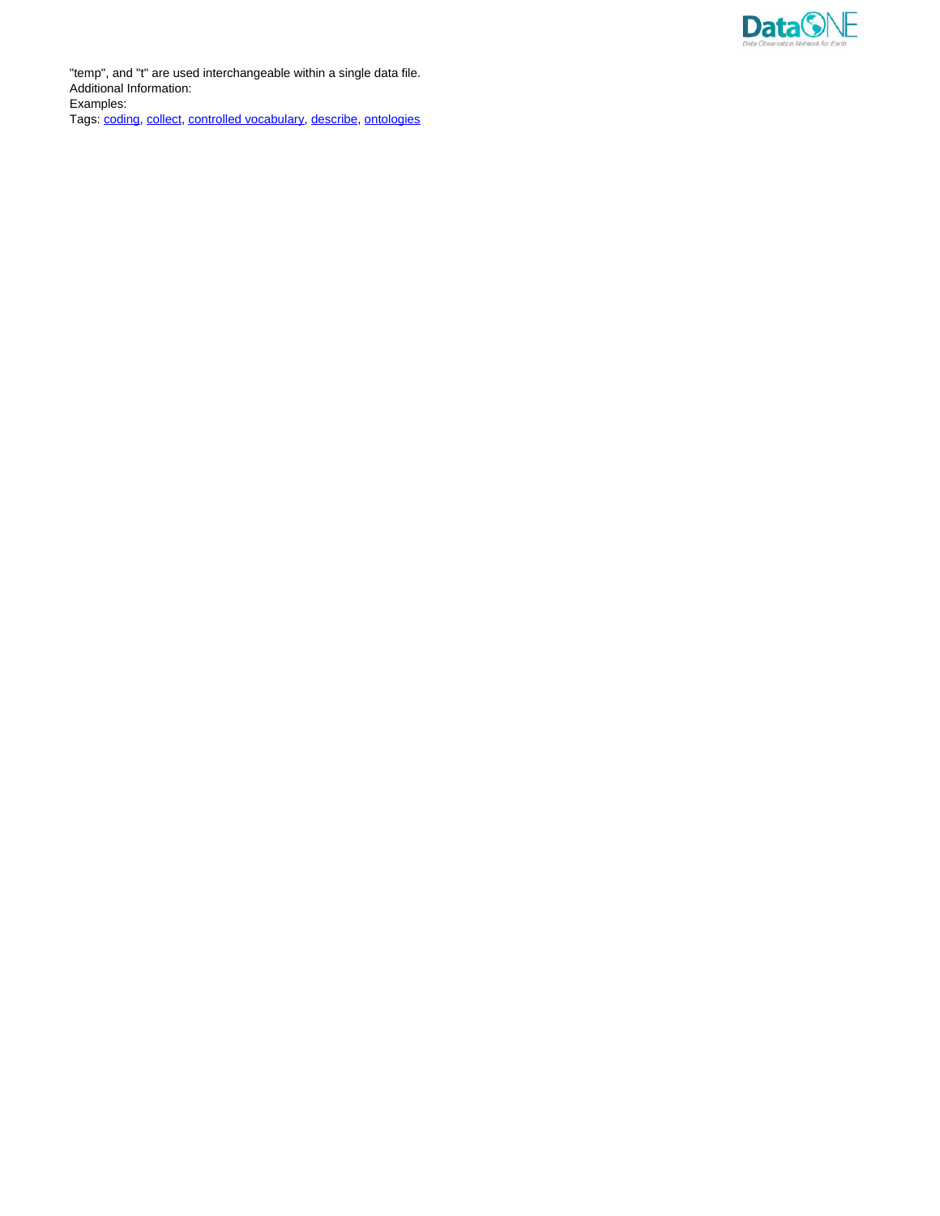"temp", and "t" are used interchangeable within a single data file.
Additional Information:
Examples:
Tags: coding, collect, controlled vocabulary, describe, ontologies